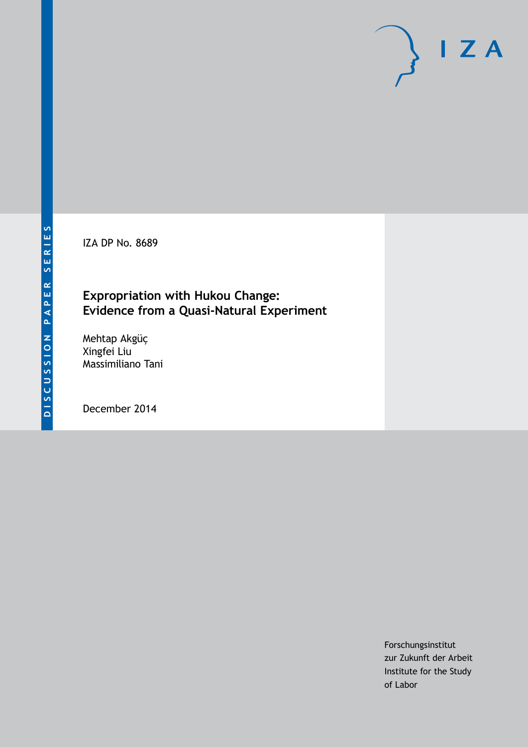DISCUSSION PAPER SERIES

IZA DP No. 8689

# Expropriation with Hukou Change: Evidence from a Quasi-Natural Experiment

Mehtap Akgüç
Xingfei Liu
Massimiliano Tani

December 2014

Forschungsinstitut
zur Zukunft der Arbeit
Institute for the Study
of Labor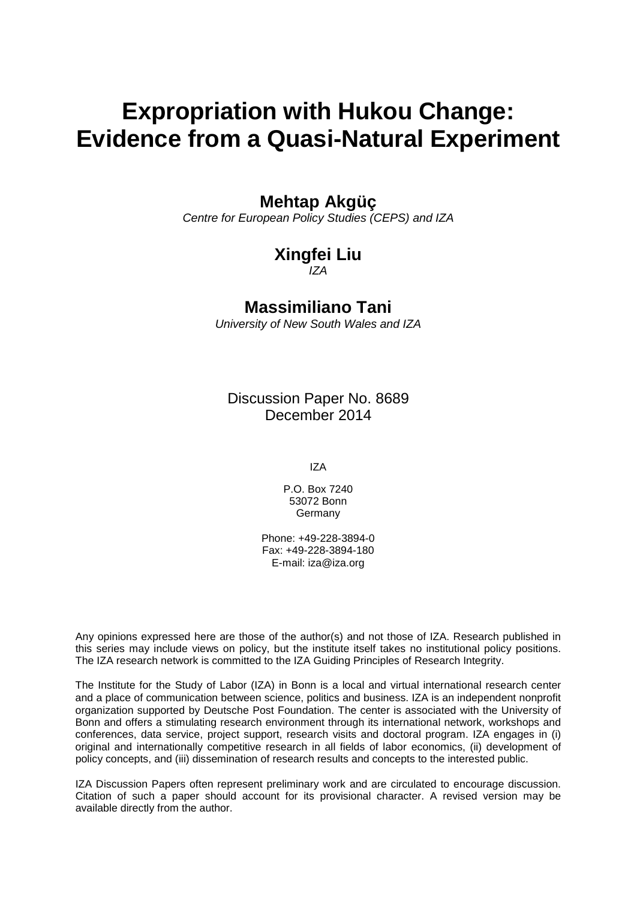# Expropriation with Hukou Change: Evidence from a Quasi-Natural Experiment

**Mehtap Akgüç**

*Centre for European Policy Studies (CEPS) and IZA*

**Xingfei Liu**

*IZA*

**Massimiliano Tani**

*University of New South Wales and IZA*

Discussion Paper No. 8689
December 2014

IZA

P.O. Box 7240
53072 Bonn
Germany

Phone: +49-228-3894-0
Fax: +49-228-3894-180
E-mail: iza@iza.org

Any opinions expressed here are those of the author(s) and not those of IZA. Research published in this series may include views on policy, but the institute itself takes no institutional policy positions. The IZA research network is committed to the IZA Guiding Principles of Research Integrity.

The Institute for the Study of Labor (IZA) in Bonn is a local and virtual international research center and a place of communication between science, politics and business. IZA is an independent nonprofit organization supported by Deutsche Post Foundation. The center is associated with the University of Bonn and offers a stimulating research environment through its international network, workshops and conferences, data service, project support, research visits and doctoral program. IZA engages in (i) original and internationally competitive research in all fields of labor economics, (ii) development of policy concepts, and (iii) dissemination of research results and concepts to the interested public.

IZA Discussion Papers often represent preliminary work and are circulated to encourage discussion. Citation of such a paper should account for its provisional character. A revised version may be available directly from the author.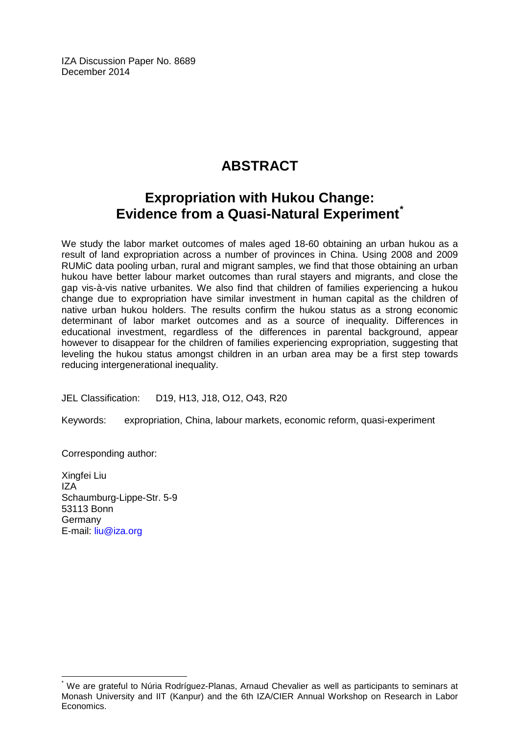IZA Discussion Paper No. 8689
December 2014

# ABSTRACT

## Expropriation with Hukou Change: Evidence from a Quasi-Natural Experiment[*]

We study the labor market outcomes of males aged 18-60 obtaining an urban hukou as a result of land expropriation across a number of provinces in China. Using 2008 and 2009 RUMiC data pooling urban, rural and migrant samples, we find that those obtaining an urban hukou have better labour market outcomes than rural stayers and migrants, and close the gap vis-à-vis native urbanites. We also find that children of families experiencing a hukou change due to expropriation have similar investment in human capital as the children of native urban hukou holders. The results confirm the hukou status as a strong economic determinant of labor market outcomes and as a source of inequality. Differences in educational investment, regardless of the differences in parental background, appear however to disappear for the children of families experiencing expropriation, suggesting that leveling the hukou status amongst children in an urban area may be a first step towards reducing intergenerational inequality.

JEL Classification: D19, H13, J18, O12, O43, R20

Keywords: expropriation, China, labour markets, economic reform, quasi-experiment

Corresponding author:

Xingfei Liu
IZA
Schaumburg-Lippe-Str. 5-9
53113 Bonn
Germany
E-mail: liu@iza.org

[*] We are grateful to Núria Rodríguez-Planas, Arnaud Chevalier as well as participants to seminars at Monash University and IIT (Kanpur) and the 6th IZA/CIER Annual Workshop on Research in Labor Economics.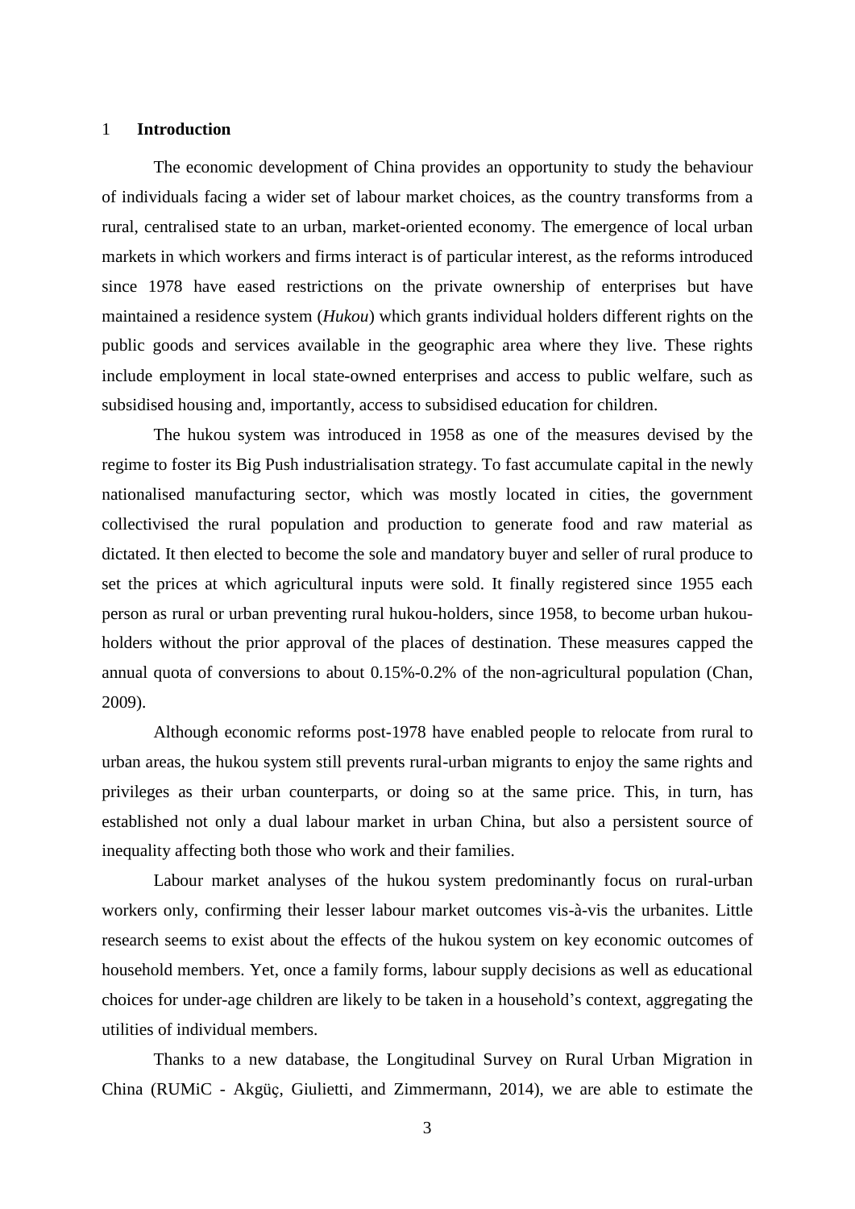## 1 Introduction

The economic development of China provides an opportunity to study the behaviour of individuals facing a wider set of labour market choices, as the country transforms from a rural, centralised state to an urban, market-oriented economy. The emergence of local urban markets in which workers and firms interact is of particular interest, as the reforms introduced since 1978 have eased restrictions on the private ownership of enterprises but have maintained a residence system (*Hukou*) which grants individual holders different rights on the public goods and services available in the geographic area where they live. These rights include employment in local state-owned enterprises and access to public welfare, such as subsidised housing and, importantly, access to subsidised education for children.

The hukou system was introduced in 1958 as one of the measures devised by the regime to foster its Big Push industrialisation strategy. To fast accumulate capital in the newly nationalised manufacturing sector, which was mostly located in cities, the government collectivised the rural population and production to generate food and raw material as dictated. It then elected to become the sole and mandatory buyer and seller of rural produce to set the prices at which agricultural inputs were sold. It finally registered since 1955 each person as rural or urban preventing rural hukou-holders, since 1958, to become urban hukou-holders without the prior approval of the places of destination. These measures capped the annual quota of conversions to about 0.15%-0.2% of the non-agricultural population (Chan, 2009).

Although economic reforms post-1978 have enabled people to relocate from rural to urban areas, the hukou system still prevents rural-urban migrants to enjoy the same rights and privileges as their urban counterparts, or doing so at the same price. This, in turn, has established not only a dual labour market in urban China, but also a persistent source of inequality affecting both those who work and their families.

Labour market analyses of the hukou system predominantly focus on rural-urban workers only, confirming their lesser labour market outcomes vis-à-vis the urbanites. Little research seems to exist about the effects of the hukou system on key economic outcomes of household members. Yet, once a family forms, labour supply decisions as well as educational choices for under-age children are likely to be taken in a household's context, aggregating the utilities of individual members.

Thanks to a new database, the Longitudinal Survey on Rural Urban Migration in China (RUMiC - Akgüç, Giulietti, and Zimmermann, 2014), we are able to estimate the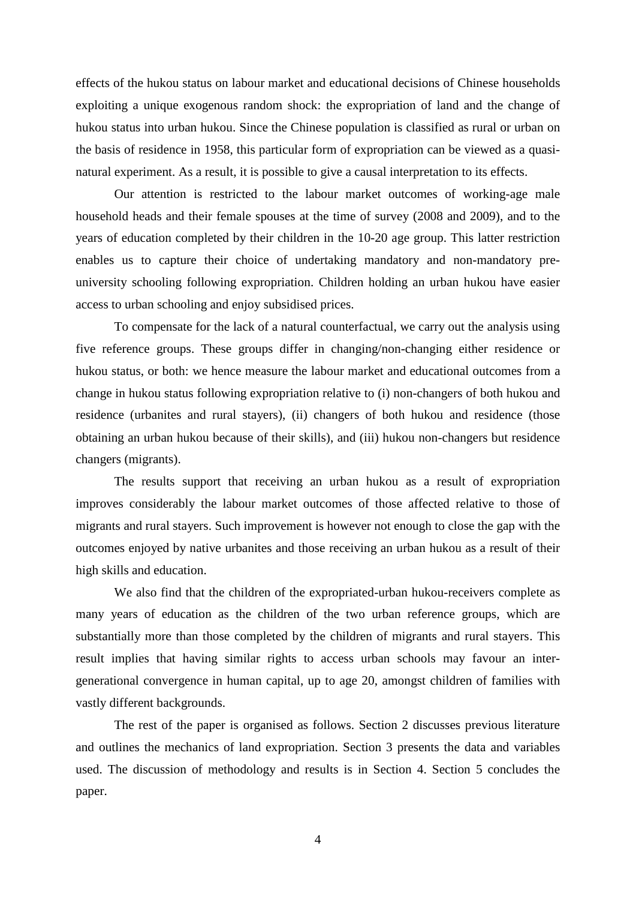effects of the hukou status on labour market and educational decisions of Chinese households exploiting a unique exogenous random shock: the expropriation of land and the change of hukou status into urban hukou. Since the Chinese population is classified as rural or urban on the basis of residence in 1958, this particular form of expropriation can be viewed as a quasi-natural experiment. As a result, it is possible to give a causal interpretation to its effects.

Our attention is restricted to the labour market outcomes of working-age male household heads and their female spouses at the time of survey (2008 and 2009), and to the years of education completed by their children in the 10-20 age group. This latter restriction enables us to capture their choice of undertaking mandatory and non-mandatory pre-university schooling following expropriation. Children holding an urban hukou have easier access to urban schooling and enjoy subsidised prices.

To compensate for the lack of a natural counterfactual, we carry out the analysis using five reference groups. These groups differ in changing/non-changing either residence or hukou status, or both: we hence measure the labour market and educational outcomes from a change in hukou status following expropriation relative to (i) non-changers of both hukou and residence (urbanites and rural stayers), (ii) changers of both hukou and residence (those obtaining an urban hukou because of their skills), and (iii) hukou non-changers but residence changers (migrants).

The results support that receiving an urban hukou as a result of expropriation improves considerably the labour market outcomes of those affected relative to those of migrants and rural stayers. Such improvement is however not enough to close the gap with the outcomes enjoyed by native urbanites and those receiving an urban hukou as a result of their high skills and education.

We also find that the children of the expropriated-urban hukou-receivers complete as many years of education as the children of the two urban reference groups, which are substantially more than those completed by the children of migrants and rural stayers. This result implies that having similar rights to access urban schools may favour an inter-generational convergence in human capital, up to age 20, amongst children of families with vastly different backgrounds.

The rest of the paper is organised as follows. Section 2 discusses previous literature and outlines the mechanics of land expropriation. Section 3 presents the data and variables used. The discussion of methodology and results is in Section 4. Section 5 concludes the paper.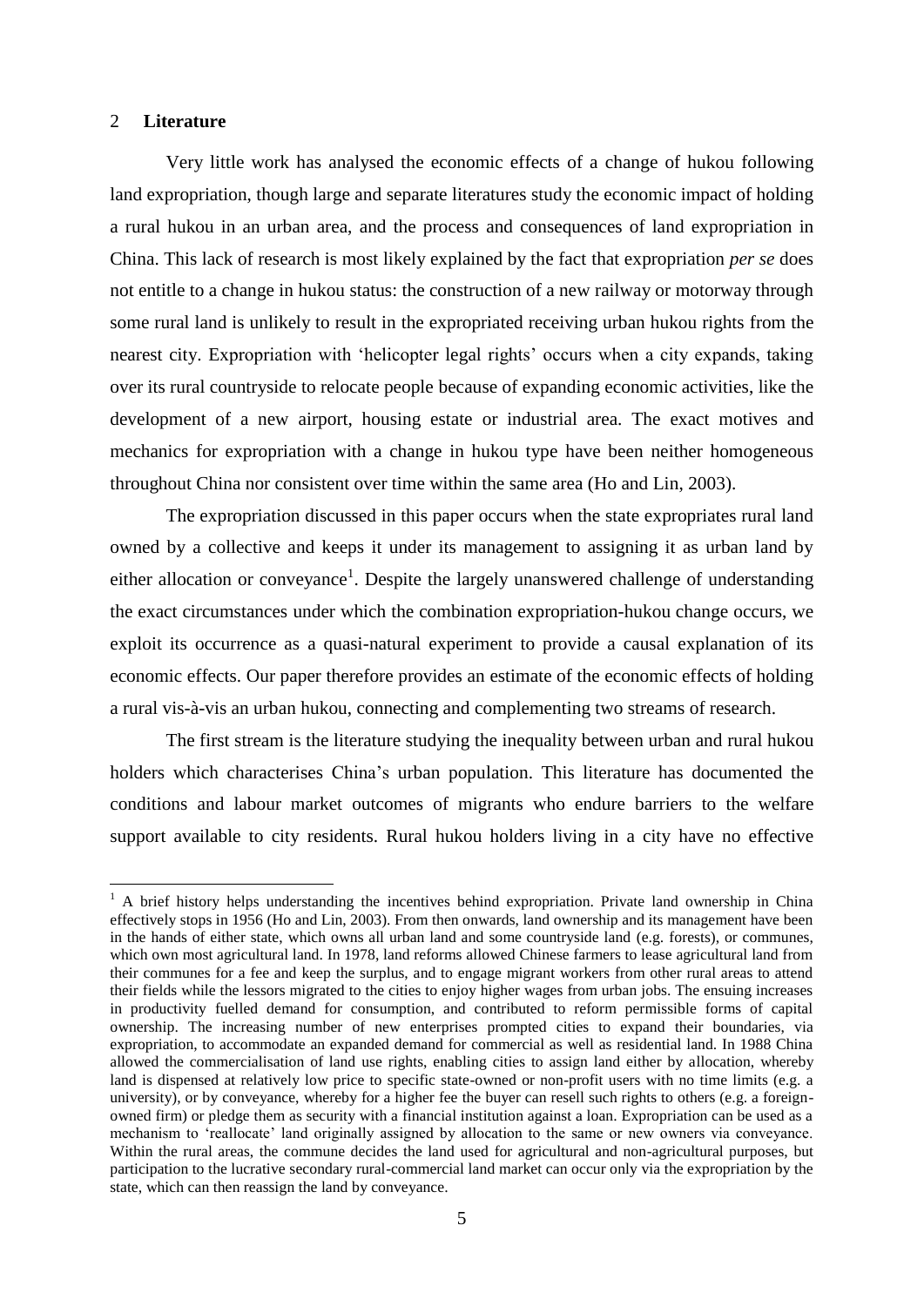## 2 **Literature**

Very little work has analysed the economic effects of a change of hukou following land expropriation, though large and separate literatures study the economic impact of holding a rural hukou in an urban area, and the process and consequences of land expropriation in China. This lack of research is most likely explained by the fact that expropriation *per se* does not entitle to a change in hukou status: the construction of a new railway or motorway through some rural land is unlikely to result in the expropriated receiving urban hukou rights from the nearest city. Expropriation with 'helicopter legal rights' occurs when a city expands, taking over its rural countryside to relocate people because of expanding economic activities, like the development of a new airport, housing estate or industrial area. The exact motives and mechanics for expropriation with a change in hukou type have been neither homogeneous throughout China nor consistent over time within the same area (Ho and Lin, 2003).

The expropriation discussed in this paper occurs when the state expropriates rural land owned by a collective and keeps it under its management to assigning it as urban land by either allocation or conveyance[1]. Despite the largely unanswered challenge of understanding the exact circumstances under which the combination expropriation-hukou change occurs, we exploit its occurrence as a quasi-natural experiment to provide a causal explanation of its economic effects. Our paper therefore provides an estimate of the economic effects of holding a rural vis-à-vis an urban hukou, connecting and complementing two streams of research.

The first stream is the literature studying the inequality between urban and rural hukou holders which characterises China's urban population. This literature has documented the conditions and labour market outcomes of migrants who endure barriers to the welfare support available to city residents. Rural hukou holders living in a city have no effective

[1] A brief history helps understanding the incentives behind expropriation. Private land ownership in China effectively stops in 1956 (Ho and Lin, 2003). From then onwards, land ownership and its management have been in the hands of either state, which owns all urban land and some countryside land (e.g. forests), or communes, which own most agricultural land. In 1978, land reforms allowed Chinese farmers to lease agricultural land from their communes for a fee and keep the surplus, and to engage migrant workers from other rural areas to attend their fields while the lessors migrated to the cities to enjoy higher wages from urban jobs. The ensuing increases in productivity fuelled demand for consumption, and contributed to reform permissible forms of capital ownership. The increasing number of new enterprises prompted cities to expand their boundaries, via expropriation, to accommodate an expanded demand for commercial as well as residential land. In 1988 China allowed the commercialisation of land use rights, enabling cities to assign land either by allocation, whereby land is dispensed at relatively low price to specific state-owned or non-profit users with no time limits (e.g. a university), or by conveyance, whereby for a higher fee the buyer can resell such rights to others (e.g. a foreign-owned firm) or pledge them as security with a financial institution against a loan. Expropriation can be used as a mechanism to 'reallocate' land originally assigned by allocation to the same or new owners via conveyance. Within the rural areas, the commune decides the land used for agricultural and non-agricultural purposes, but participation to the lucrative secondary rural-commercial land market can occur only via the expropriation by the state, which can then reassign the land by conveyance.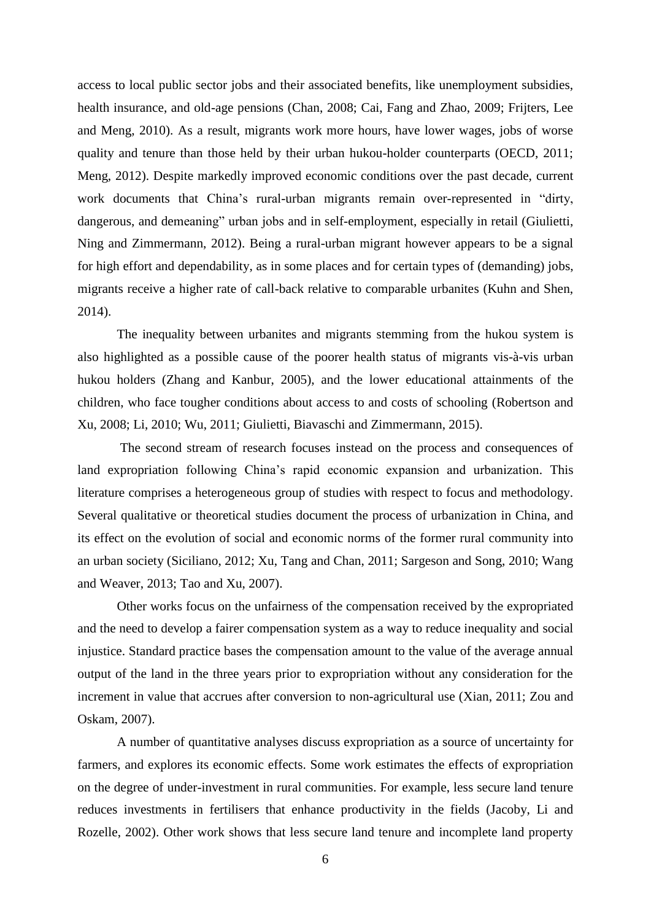access to local public sector jobs and their associated benefits, like unemployment subsidies, health insurance, and old-age pensions (Chan, 2008; Cai, Fang and Zhao, 2009; Frijters, Lee and Meng, 2010). As a result, migrants work more hours, have lower wages, jobs of worse quality and tenure than those held by their urban hukou-holder counterparts (OECD, 2011; Meng, 2012). Despite markedly improved economic conditions over the past decade, current work documents that China's rural-urban migrants remain over-represented in "dirty, dangerous, and demeaning" urban jobs and in self-employment, especially in retail (Giulietti, Ning and Zimmermann, 2012). Being a rural-urban migrant however appears to be a signal for high effort and dependability, as in some places and for certain types of (demanding) jobs, migrants receive a higher rate of call-back relative to comparable urbanites (Kuhn and Shen, 2014).

The inequality between urbanites and migrants stemming from the hukou system is also highlighted as a possible cause of the poorer health status of migrants vis-à-vis urban hukou holders (Zhang and Kanbur, 2005), and the lower educational attainments of the children, who face tougher conditions about access to and costs of schooling (Robertson and Xu, 2008; Li, 2010; Wu, 2011; Giulietti, Biavaschi and Zimmermann, 2015).

The second stream of research focuses instead on the process and consequences of land expropriation following China's rapid economic expansion and urbanization. This literature comprises a heterogeneous group of studies with respect to focus and methodology. Several qualitative or theoretical studies document the process of urbanization in China, and its effect on the evolution of social and economic norms of the former rural community into an urban society (Siciliano, 2012; Xu, Tang and Chan, 2011; Sargeson and Song, 2010; Wang and Weaver, 2013; Tao and Xu, 2007).

Other works focus on the unfairness of the compensation received by the expropriated and the need to develop a fairer compensation system as a way to reduce inequality and social injustice. Standard practice bases the compensation amount to the value of the average annual output of the land in the three years prior to expropriation without any consideration for the increment in value that accrues after conversion to non-agricultural use (Xian, 2011; Zou and Oskam, 2007).

A number of quantitative analyses discuss expropriation as a source of uncertainty for farmers, and explores its economic effects. Some work estimates the effects of expropriation on the degree of under-investment in rural communities. For example, less secure land tenure reduces investments in fertilisers that enhance productivity in the fields (Jacoby, Li and Rozelle, 2002). Other work shows that less secure land tenure and incomplete land property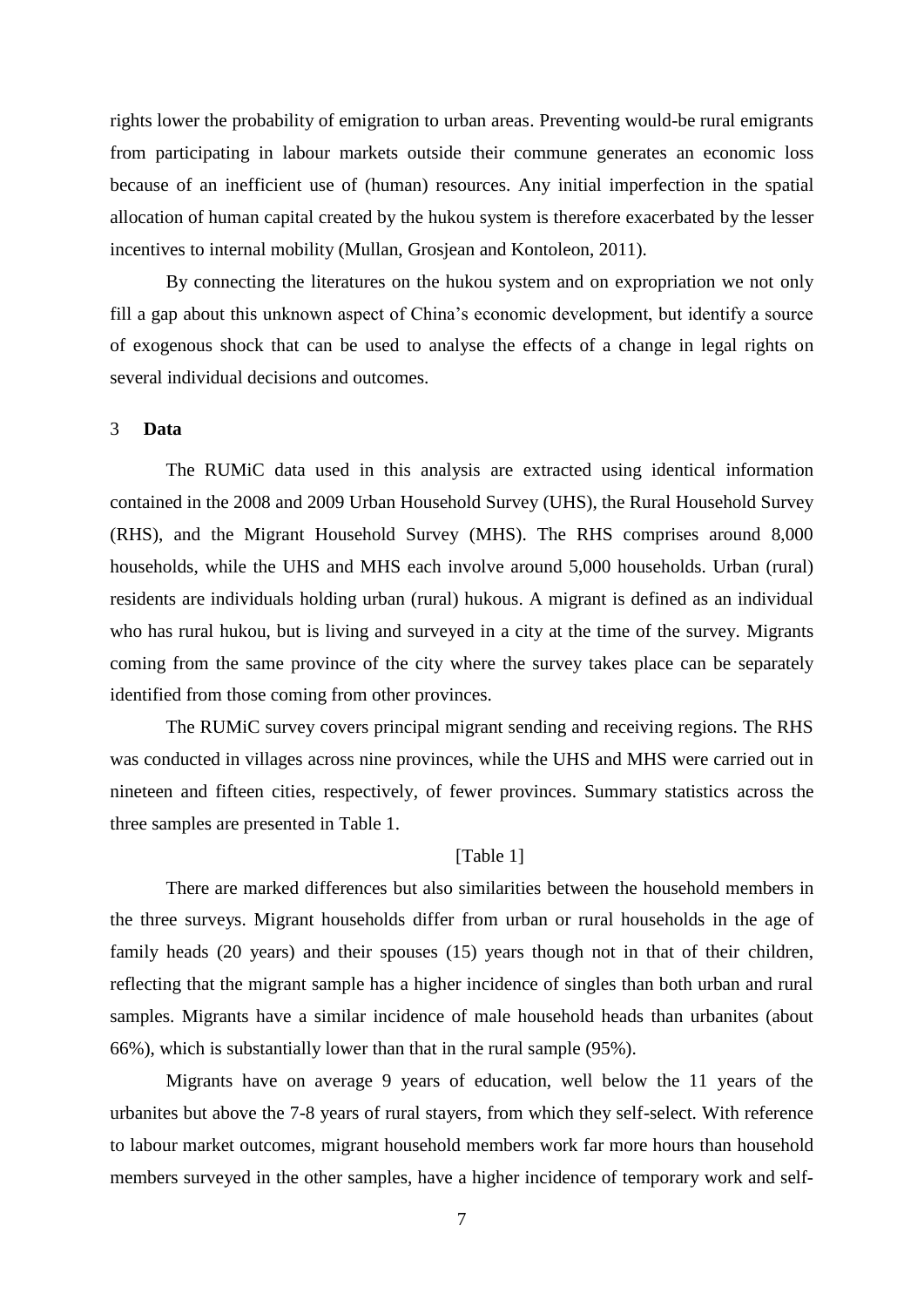rights lower the probability of emigration to urban areas. Preventing would-be rural emigrants from participating in labour markets outside their commune generates an economic loss because of an inefficient use of (human) resources. Any initial imperfection in the spatial allocation of human capital created by the hukou system is therefore exacerbated by the lesser incentives to internal mobility (Mullan, Grosjean and Kontoleon, 2011).

By connecting the literatures on the hukou system and on expropriation we not only fill a gap about this unknown aspect of China's economic development, but identify a source of exogenous shock that can be used to analyse the effects of a change in legal rights on several individual decisions and outcomes.

## 3 Data

The RUMiC data used in this analysis are extracted using identical information contained in the 2008 and 2009 Urban Household Survey (UHS), the Rural Household Survey (RHS), and the Migrant Household Survey (MHS). The RHS comprises around 8,000 households, while the UHS and MHS each involve around 5,000 households. Urban (rural) residents are individuals holding urban (rural) hukous. A migrant is defined as an individual who has rural hukou, but is living and surveyed in a city at the time of the survey. Migrants coming from the same province of the city where the survey takes place can be separately identified from those coming from other provinces.

The RUMiC survey covers principal migrant sending and receiving regions. The RHS was conducted in villages across nine provinces, while the UHS and MHS were carried out in nineteen and fifteen cities, respectively, of fewer provinces. Summary statistics across the three samples are presented in Table 1.

[Table 1]

There are marked differences but also similarities between the household members in the three surveys. Migrant households differ from urban or rural households in the age of family heads (20 years) and their spouses (15) years though not in that of their children, reflecting that the migrant sample has a higher incidence of singles than both urban and rural samples. Migrants have a similar incidence of male household heads than urbanites (about 66%), which is substantially lower than that in the rural sample (95%).

Migrants have on average 9 years of education, well below the 11 years of the urbanites but above the 7-8 years of rural stayers, from which they self-select. With reference to labour market outcomes, migrant household members work far more hours than household members surveyed in the other samples, have a higher incidence of temporary work and self-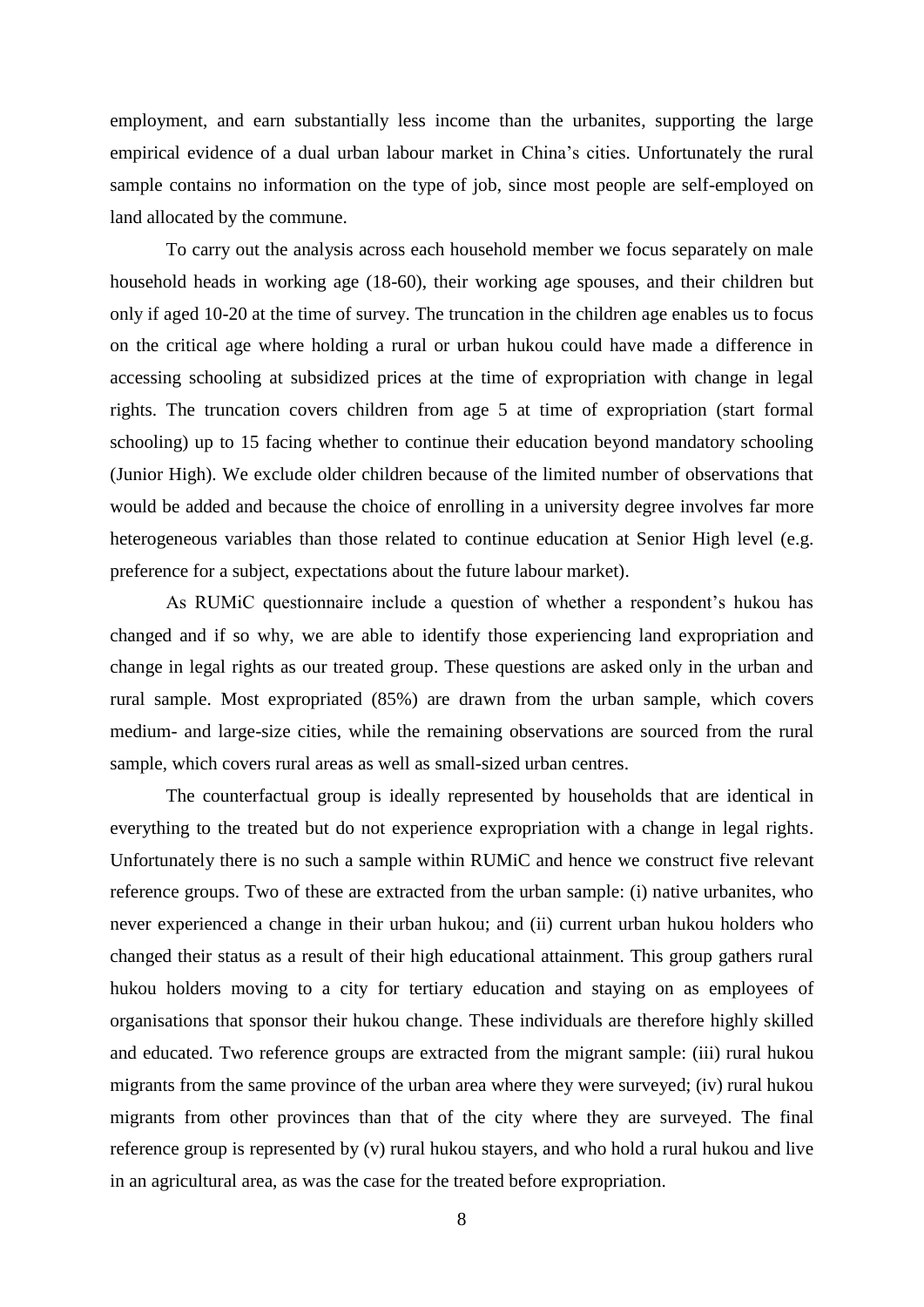employment, and earn substantially less income than the urbanites, supporting the large empirical evidence of a dual urban labour market in China's cities. Unfortunately the rural sample contains no information on the type of job, since most people are self-employed on land allocated by the commune.

To carry out the analysis across each household member we focus separately on male household heads in working age (18-60), their working age spouses, and their children but only if aged 10-20 at the time of survey. The truncation in the children age enables us to focus on the critical age where holding a rural or urban hukou could have made a difference in accessing schooling at subsidized prices at the time of expropriation with change in legal rights. The truncation covers children from age 5 at time of expropriation (start formal schooling) up to 15 facing whether to continue their education beyond mandatory schooling (Junior High). We exclude older children because of the limited number of observations that would be added and because the choice of enrolling in a university degree involves far more heterogeneous variables than those related to continue education at Senior High level (e.g. preference for a subject, expectations about the future labour market).

As RUMiC questionnaire include a question of whether a respondent's hukou has changed and if so why, we are able to identify those experiencing land expropriation and change in legal rights as our treated group. These questions are asked only in the urban and rural sample. Most expropriated (85%) are drawn from the urban sample, which covers medium- and large-size cities, while the remaining observations are sourced from the rural sample, which covers rural areas as well as small-sized urban centres.

The counterfactual group is ideally represented by households that are identical in everything to the treated but do not experience expropriation with a change in legal rights. Unfortunately there is no such a sample within RUMiC and hence we construct five relevant reference groups. Two of these are extracted from the urban sample: (i) native urbanites, who never experienced a change in their urban hukou; and (ii) current urban hukou holders who changed their status as a result of their high educational attainment. This group gathers rural hukou holders moving to a city for tertiary education and staying on as employees of organisations that sponsor their hukou change. These individuals are therefore highly skilled and educated. Two reference groups are extracted from the migrant sample: (iii) rural hukou migrants from the same province of the urban area where they were surveyed; (iv) rural hukou migrants from other provinces than that of the city where they are surveyed. The final reference group is represented by (v) rural hukou stayers, and who hold a rural hukou and live in an agricultural area, as was the case for the treated before expropriation.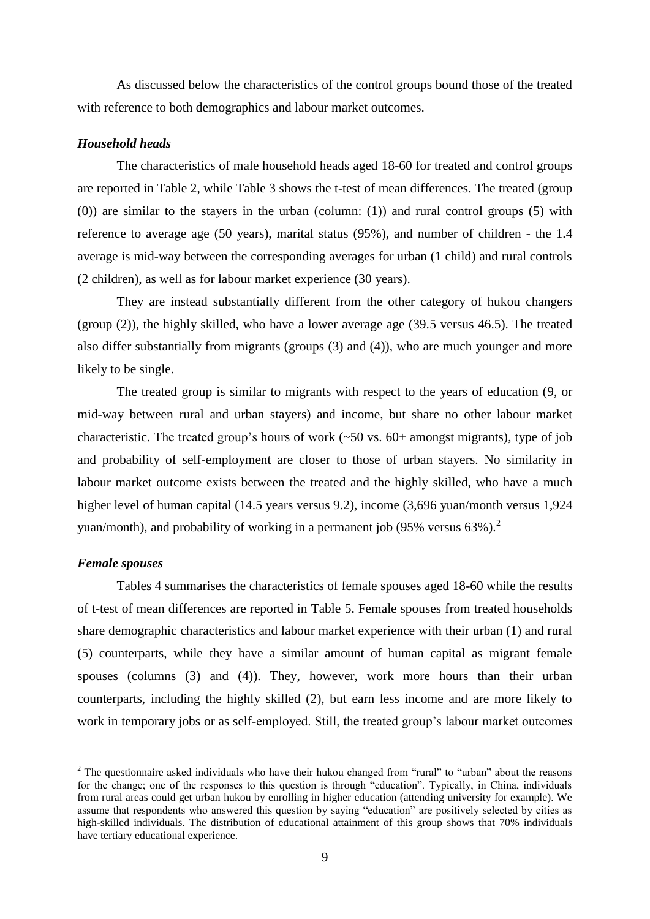As discussed below the characteristics of the control groups bound those of the treated with reference to both demographics and labour market outcomes.

### *Household heads*

The characteristics of male household heads aged 18-60 for treated and control groups are reported in Table 2, while Table 3 shows the t-test of mean differences. The treated (group (0)) are similar to the stayers in the urban (column: (1)) and rural control groups (5) with reference to average age (50 years), marital status (95%), and number of children - the 1.4 average is mid-way between the corresponding averages for urban (1 child) and rural controls (2 children), as well as for labour market experience (30 years).

They are instead substantially different from the other category of hukou changers (group (2)), the highly skilled, who have a lower average age (39.5 versus 46.5). The treated also differ substantially from migrants (groups (3) and (4)), who are much younger and more likely to be single.

The treated group is similar to migrants with respect to the years of education (9, or mid-way between rural and urban stayers) and income, but share no other labour market characteristic. The treated group's hours of work (~50 vs. 60+ amongst migrants), type of job and probability of self-employment are closer to those of urban stayers. No similarity in labour market outcome exists between the treated and the highly skilled, who have a much higher level of human capital (14.5 years versus 9.2), income (3,696 yuan/month versus 1,924 yuan/month), and probability of working in a permanent job (95% versus 63%).[2]

### *Female spouses*

Tables 4 summarises the characteristics of female spouses aged 18-60 while the results of t-test of mean differences are reported in Table 5. Female spouses from treated households share demographic characteristics and labour market experience with their urban (1) and rural (5) counterparts, while they have a similar amount of human capital as migrant female spouses (columns (3) and (4)). They, however, work more hours than their urban counterparts, including the highly skilled (2), but earn less income and are more likely to work in temporary jobs or as self-employed. Still, the treated group's labour market outcomes

---

[2] The questionnaire asked individuals who have their hukou changed from "rural" to "urban" about the reasons for the change; one of the responses to this question is through "education". Typically, in China, individuals from rural areas could get urban hukou by enrolling in higher education (attending university for example). We assume that respondents who answered this question by saying "education" are positively selected by cities as high-skilled individuals. The distribution of educational attainment of this group shows that 70% individuals have tertiary educational experience.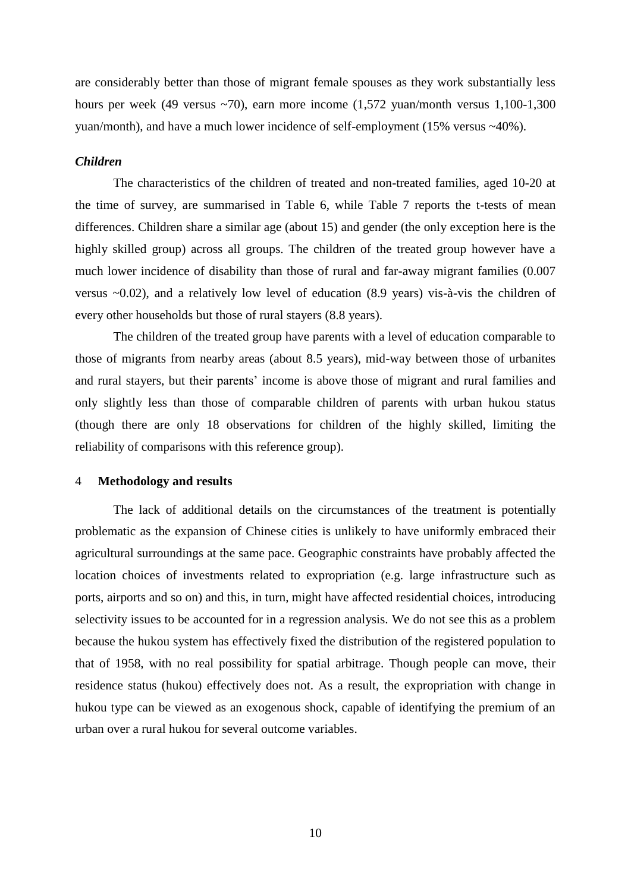are considerably better than those of migrant female spouses as they work substantially less hours per week (49 versus ~70), earn more income (1,572 yuan/month versus 1,100-1,300 yuan/month), and have a much lower incidence of self-employment (15% versus ~40%).

### *Children*

The characteristics of the children of treated and non-treated families, aged 10-20 at the time of survey, are summarised in Table 6, while Table 7 reports the t-tests of mean differences. Children share a similar age (about 15) and gender (the only exception here is the highly skilled group) across all groups. The children of the treated group however have a much lower incidence of disability than those of rural and far-away migrant families (0.007 versus ~0.02), and a relatively low level of education (8.9 years) vis-à-vis the children of every other households but those of rural stayers (8.8 years).

The children of the treated group have parents with a level of education comparable to those of migrants from nearby areas (about 8.5 years), mid-way between those of urbanites and rural stayers, but their parents' income is above those of migrant and rural families and only slightly less than those of comparable children of parents with urban hukou status (though there are only 18 observations for children of the highly skilled, limiting the reliability of comparisons with this reference group).

## 4 **Methodology and results**

The lack of additional details on the circumstances of the treatment is potentially problematic as the expansion of Chinese cities is unlikely to have uniformly embraced their agricultural surroundings at the same pace. Geographic constraints have probably affected the location choices of investments related to expropriation (e.g. large infrastructure such as ports, airports and so on) and this, in turn, might have affected residential choices, introducing selectivity issues to be accounted for in a regression analysis. We do not see this as a problem because the hukou system has effectively fixed the distribution of the registered population to that of 1958, with no real possibility for spatial arbitrage. Though people can move, their residence status (hukou) effectively does not. As a result, the expropriation with change in hukou type can be viewed as an exogenous shock, capable of identifying the premium of an urban over a rural hukou for several outcome variables.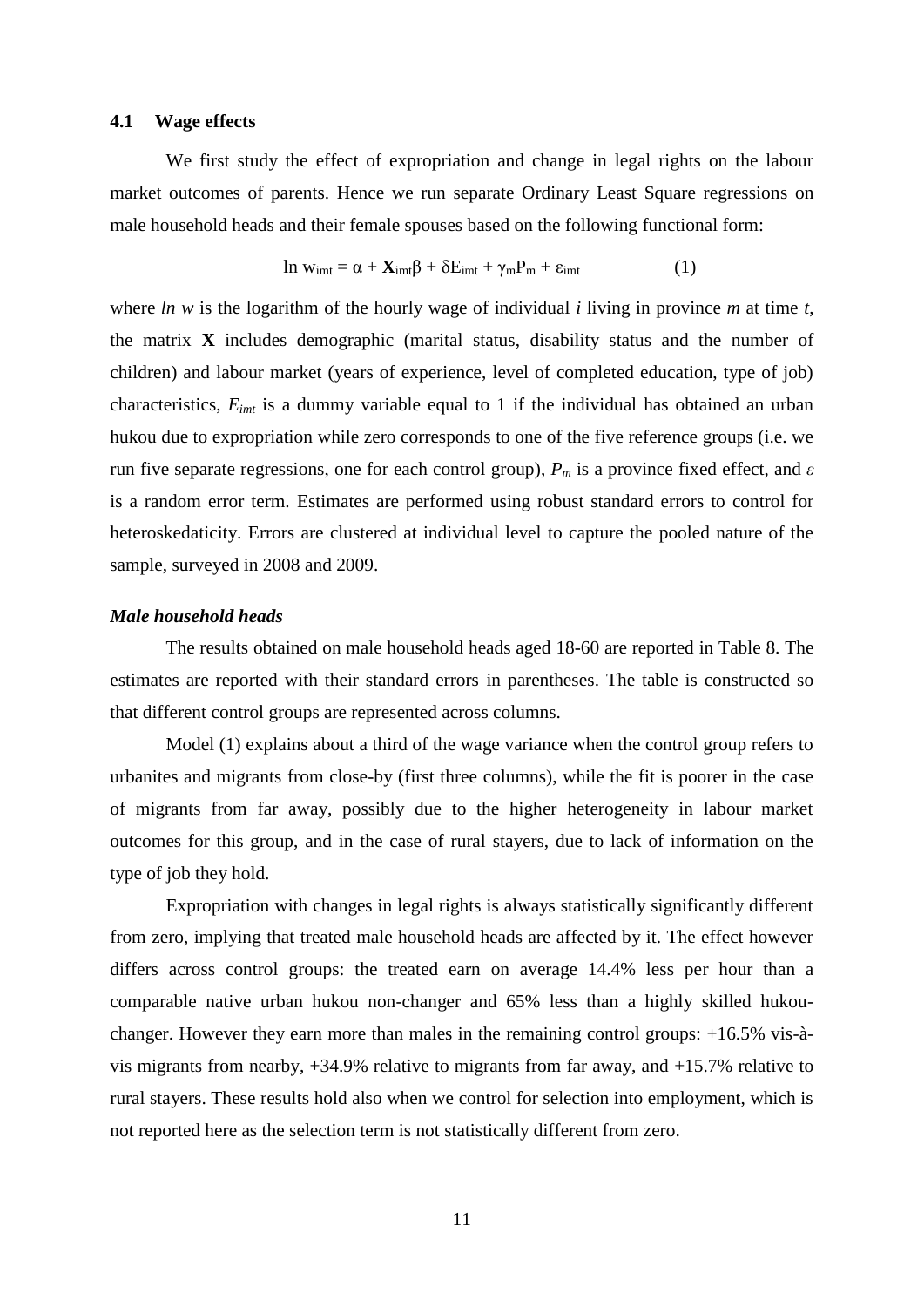### 4.1 Wage effects

We first study the effect of expropriation and change in legal rights on the labour market outcomes of parents. Hence we run separate Ordinary Least Square regressions on male household heads and their female spouses based on the following functional form:

$$\ln w_{imt} = \alpha + \mathbf{X}_{imt}\beta + \delta E_{imt} + \gamma_m P_m + \varepsilon_{imt} \qquad (1)$$

where *ln w* is the logarithm of the hourly wage of individual *i* living in province *m* at time *t*, the matrix **X** includes demographic (marital status, disability status and the number of children) and labour market (years of experience, level of completed education, type of job) characteristics, $E_{imt}$ is a dummy variable equal to 1 if the individual has obtained an urban hukou due to expropriation while zero corresponds to one of the five reference groups (i.e. we run five separate regressions, one for each control group), $P_m$ is a province fixed effect, and $\varepsilon$ is a random error term. Estimates are performed using robust standard errors to control for heteroskedaticity. Errors are clustered at individual level to capture the pooled nature of the sample, surveyed in 2008 and 2009.

#### *Male household heads*

The results obtained on male household heads aged 18-60 are reported in Table 8. The estimates are reported with their standard errors in parentheses. The table is constructed so that different control groups are represented across columns.

Model (1) explains about a third of the wage variance when the control group refers to urbanites and migrants from close-by (first three columns), while the fit is poorer in the case of migrants from far away, possibly due to the higher heterogeneity in labour market outcomes for this group, and in the case of rural stayers, due to lack of information on the type of job they hold.

Expropriation with changes in legal rights is always statistically significantly different from zero, implying that treated male household heads are affected by it. The effect however differs across control groups: the treated earn on average 14.4% less per hour than a comparable native urban hukou non-changer and 65% less than a highly skilled hukou-changer. However they earn more than males in the remaining control groups: +16.5% vis-à-vis migrants from nearby, +34.9% relative to migrants from far away, and +15.7% relative to rural stayers. These results hold also when we control for selection into employment, which is not reported here as the selection term is not statistically different from zero.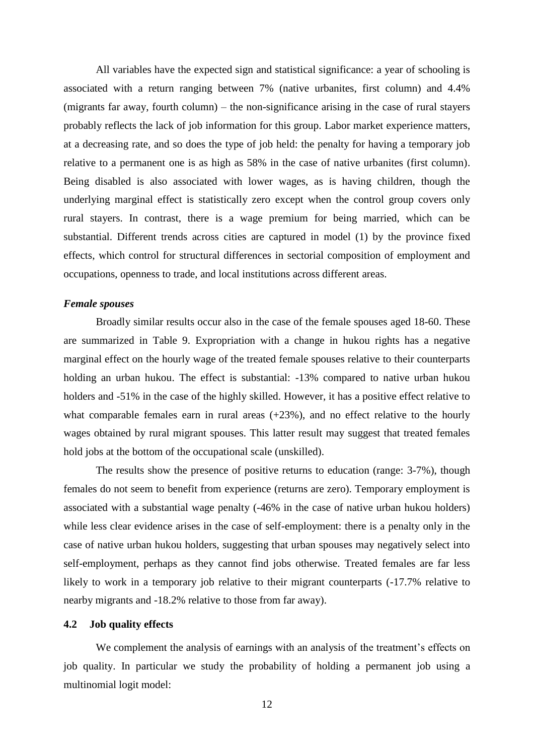All variables have the expected sign and statistical significance: a year of schooling is associated with a return ranging between 7% (native urbanites, first column) and 4.4% (migrants far away, fourth column) – the non-significance arising in the case of rural stayers probably reflects the lack of job information for this group. Labor market experience matters, at a decreasing rate, and so does the type of job held: the penalty for having a temporary job relative to a permanent one is as high as 58% in the case of native urbanites (first column). Being disabled is also associated with lower wages, as is having children, though the underlying marginal effect is statistically zero except when the control group covers only rural stayers. In contrast, there is a wage premium for being married, which can be substantial. Different trends across cities are captured in model (1) by the province fixed effects, which control for structural differences in sectorial composition of employment and occupations, openness to trade, and local institutions across different areas.

### *Female spouses*

Broadly similar results occur also in the case of the female spouses aged 18-60. These are summarized in Table 9. Expropriation with a change in hukou rights has a negative marginal effect on the hourly wage of the treated female spouses relative to their counterparts holding an urban hukou. The effect is substantial: -13% compared to native urban hukou holders and -51% in the case of the highly skilled. However, it has a positive effect relative to what comparable females earn in rural areas (+23%), and no effect relative to the hourly wages obtained by rural migrant spouses. This latter result may suggest that treated females hold jobs at the bottom of the occupational scale (unskilled).

The results show the presence of positive returns to education (range: 3-7%), though females do not seem to benefit from experience (returns are zero). Temporary employment is associated with a substantial wage penalty (-46% in the case of native urban hukou holders) while less clear evidence arises in the case of self-employment: there is a penalty only in the case of native urban hukou holders, suggesting that urban spouses may negatively select into self-employment, perhaps as they cannot find jobs otherwise. Treated females are far less likely to work in a temporary job relative to their migrant counterparts (-17.7% relative to nearby migrants and -18.2% relative to those from far away).

## 4.2 Job quality effects

We complement the analysis of earnings with an analysis of the treatment's effects on job quality. In particular we study the probability of holding a permanent job using a multinomial logit model: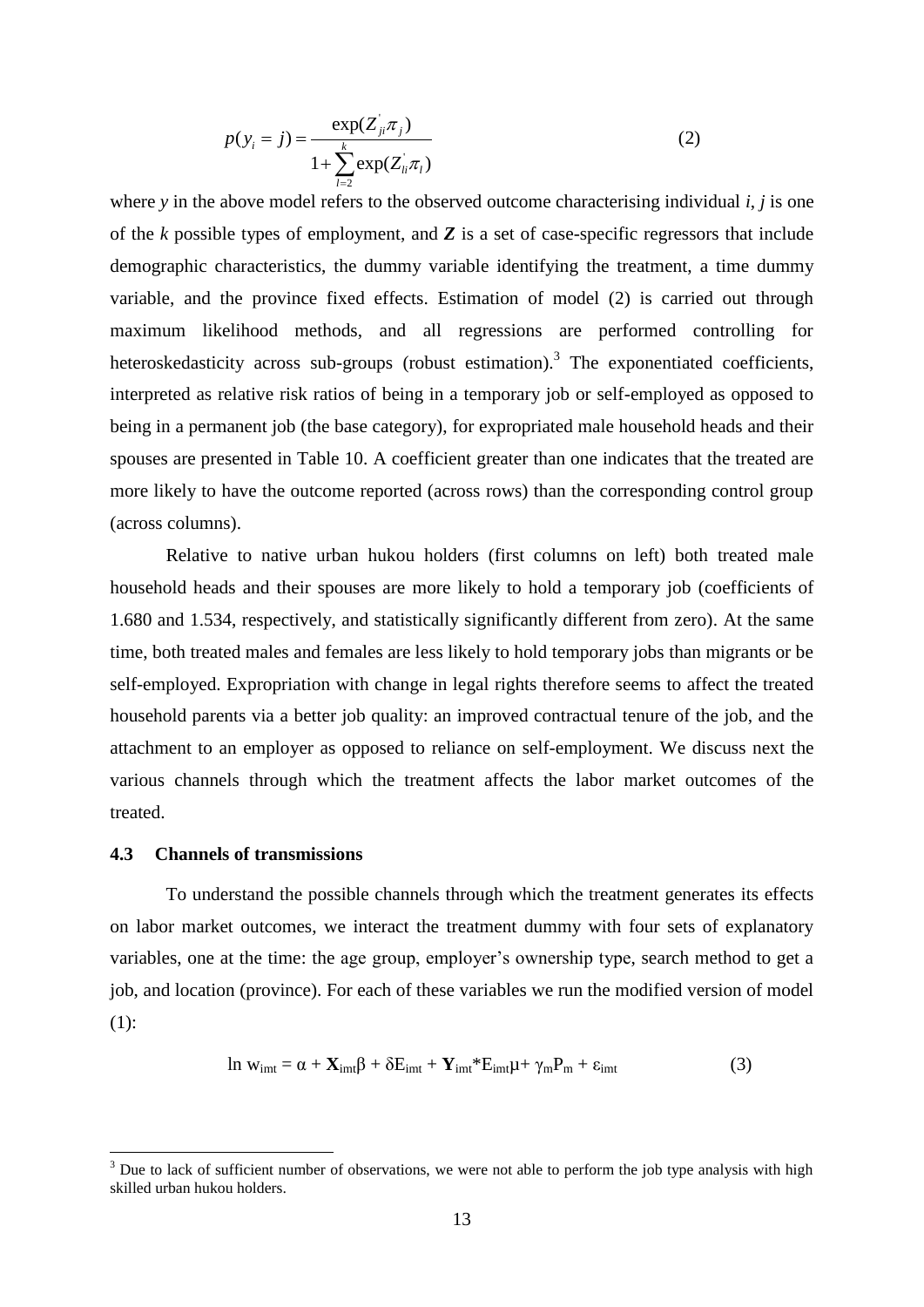$$p(y_i = j) = \frac{\exp(Z_{ji}^{'}\pi_j)}{1 + \sum_{l=2}^{k}\exp(Z_{li}^{'}\pi_l)} \tag{2}$$

where *y* in the above model refers to the observed outcome characterising individual *i*, *j* is one of the *k* possible types of employment, and ***Z*** is a set of case-specific regressors that include demographic characteristics, the dummy variable identifying the treatment, a time dummy variable, and the province fixed effects. Estimation of model (2) is carried out through maximum likelihood methods, and all regressions are performed controlling for heteroskedasticity across sub-groups (robust estimation).[3] The exponentiated coefficients, interpreted as relative risk ratios of being in a temporary job or self-employed as opposed to being in a permanent job (the base category), for expropriated male household heads and their spouses are presented in Table 10. A coefficient greater than one indicates that the treated are more likely to have the outcome reported (across rows) than the corresponding control group (across columns).

Relative to native urban hukou holders (first columns on left) both treated male household heads and their spouses are more likely to hold a temporary job (coefficients of 1.680 and 1.534, respectively, and statistically significantly different from zero). At the same time, both treated males and females are less likely to hold temporary jobs than migrants or be self-employed. Expropriation with change in legal rights therefore seems to affect the treated household parents via a better job quality: an improved contractual tenure of the job, and the attachment to an employer as opposed to reliance on self-employment. We discuss next the various channels through which the treatment affects the labor market outcomes of the treated.

### 4.3 Channels of transmissions

To understand the possible channels through which the treatment generates its effects on labor market outcomes, we interact the treatment dummy with four sets of explanatory variables, one at the time: the age group, employer's ownership type, search method to get a job, and location (province). For each of these variables we run the modified version of model (1):

$$\ln w_{imt} = \alpha + \mathbf{X}_{imt}\beta + \delta E_{imt} + \mathbf{Y}_{imt} * E_{imt}\mu + \gamma_m P_m + \varepsilon_{imt} \tag{3}$$

[3] Due to lack of sufficient number of observations, we were not able to perform the job type analysis with high skilled urban hukou holders.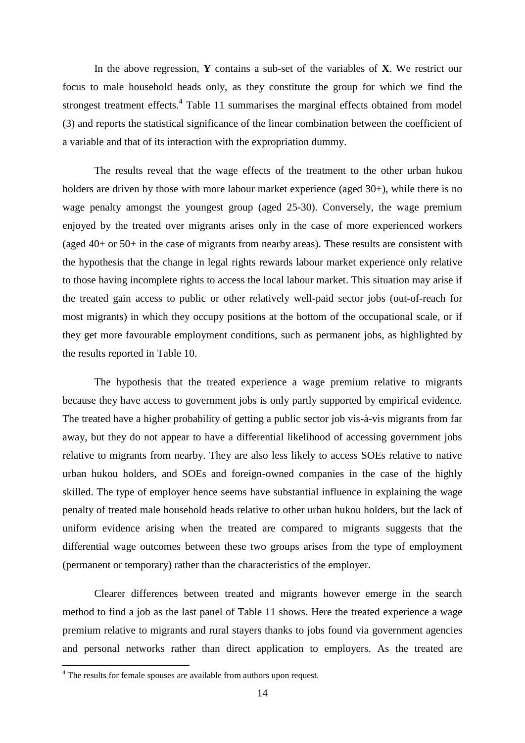In the above regression, **Y** contains a sub-set of the variables of **X**. We restrict our focus to male household heads only, as they constitute the group for which we find the strongest treatment effects.[4] Table 11 summarises the marginal effects obtained from model (3) and reports the statistical significance of the linear combination between the coefficient of a variable and that of its interaction with the expropriation dummy.

The results reveal that the wage effects of the treatment to the other urban hukou holders are driven by those with more labour market experience (aged 30+), while there is no wage penalty amongst the youngest group (aged 25-30). Conversely, the wage premium enjoyed by the treated over migrants arises only in the case of more experienced workers (aged 40+ or 50+ in the case of migrants from nearby areas). These results are consistent with the hypothesis that the change in legal rights rewards labour market experience only relative to those having incomplete rights to access the local labour market. This situation may arise if the treated gain access to public or other relatively well-paid sector jobs (out-of-reach for most migrants) in which they occupy positions at the bottom of the occupational scale, or if they get more favourable employment conditions, such as permanent jobs, as highlighted by the results reported in Table 10.

The hypothesis that the treated experience a wage premium relative to migrants because they have access to government jobs is only partly supported by empirical evidence. The treated have a higher probability of getting a public sector job vis-à-vis migrants from far away, but they do not appear to have a differential likelihood of accessing government jobs relative to migrants from nearby. They are also less likely to access SOEs relative to native urban hukou holders, and SOEs and foreign-owned companies in the case of the highly skilled. The type of employer hence seems have substantial influence in explaining the wage penalty of treated male household heads relative to other urban hukou holders, but the lack of uniform evidence arising when the treated are compared to migrants suggests that the differential wage outcomes between these two groups arises from the type of employment (permanent or temporary) rather than the characteristics of the employer.

Clearer differences between treated and migrants however emerge in the search method to find a job as the last panel of Table 11 shows. Here the treated experience a wage premium relative to migrants and rural stayers thanks to jobs found via government agencies and personal networks rather than direct application to employers. As the treated are

[4] The results for female spouses are available from authors upon request.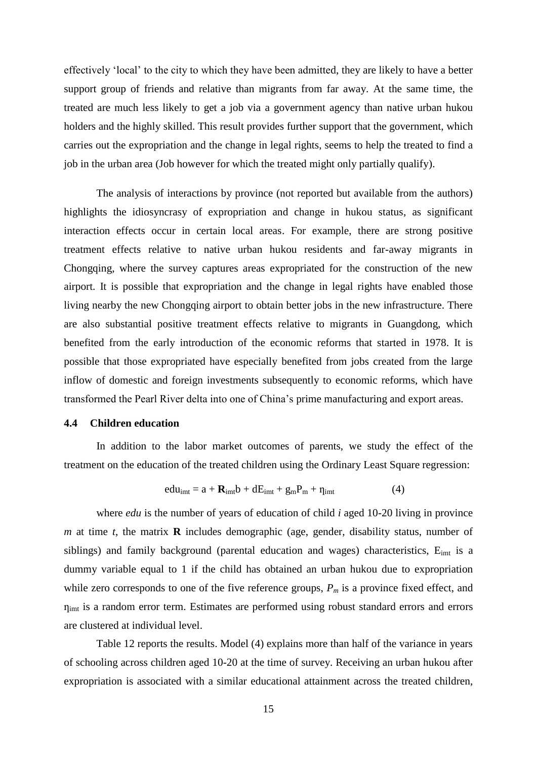effectively 'local' to the city to which they have been admitted, they are likely to have a better support group of friends and relative than migrants from far away. At the same time, the treated are much less likely to get a job via a government agency than native urban hukou holders and the highly skilled. This result provides further support that the government, which carries out the expropriation and the change in legal rights, seems to help the treated to find a job in the urban area (Job however for which the treated might only partially qualify).

The analysis of interactions by province (not reported but available from the authors) highlights the idiosyncrasy of expropriation and change in hukou status, as significant interaction effects occur in certain local areas. For example, there are strong positive treatment effects relative to native urban hukou residents and far-away migrants in Chongqing, where the survey captures areas expropriated for the construction of the new airport. It is possible that expropriation and the change in legal rights have enabled those living nearby the new Chongqing airport to obtain better jobs in the new infrastructure. There are also substantial positive treatment effects relative to migrants in Guangdong, which benefited from the early introduction of the economic reforms that started in 1978. It is possible that those expropriated have especially benefited from jobs created from the large inflow of domestic and foreign investments subsequently to economic reforms, which have transformed the Pearl River delta into one of China's prime manufacturing and export areas.

### 4.4 Children education

In addition to the labor market outcomes of parents, we study the effect of the treatment on the education of the treated children using the Ordinary Least Square regression:

$$edu_{imt} = a + \mathbf{R}_{imt}b + dE_{imt} + g_m P_m + \eta_{imt} \qquad (4)$$

where *edu* is the number of years of education of child *i* aged 10-20 living in province *m* at time *t*, the matrix **R** includes demographic (age, gender, disability status, number of siblings) and family background (parental education and wages) characteristics, $E_{imt}$ is a dummy variable equal to 1 if the child has obtained an urban hukou due to expropriation while zero corresponds to one of the five reference groups, $P_m$ is a province fixed effect, and $\eta_{imt}$ is a random error term. Estimates are performed using robust standard errors and errors are clustered at individual level.

Table 12 reports the results. Model (4) explains more than half of the variance in years of schooling across children aged 10-20 at the time of survey. Receiving an urban hukou after expropriation is associated with a similar educational attainment across the treated children,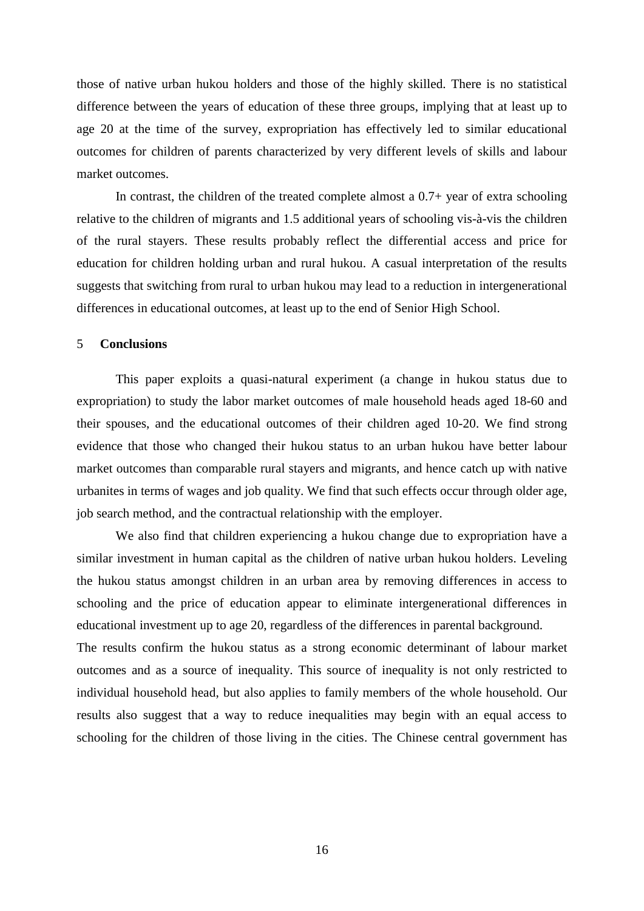those of native urban hukou holders and those of the highly skilled. There is no statistical difference between the years of education of these three groups, implying that at least up to age 20 at the time of the survey, expropriation has effectively led to similar educational outcomes for children of parents characterized by very different levels of skills and labour market outcomes.

In contrast, the children of the treated complete almost a 0.7+ year of extra schooling relative to the children of migrants and 1.5 additional years of schooling vis-à-vis the children of the rural stayers. These results probably reflect the differential access and price for education for children holding urban and rural hukou. A casual interpretation of the results suggests that switching from rural to urban hukou may lead to a reduction in intergenerational differences in educational outcomes, at least up to the end of Senior High School.

## 5 Conclusions

This paper exploits a quasi-natural experiment (a change in hukou status due to expropriation) to study the labor market outcomes of male household heads aged 18-60 and their spouses, and the educational outcomes of their children aged 10-20. We find strong evidence that those who changed their hukou status to an urban hukou have better labour market outcomes than comparable rural stayers and migrants, and hence catch up with native urbanites in terms of wages and job quality. We find that such effects occur through older age, job search method, and the contractual relationship with the employer.

We also find that children experiencing a hukou change due to expropriation have a similar investment in human capital as the children of native urban hukou holders. Leveling the hukou status amongst children in an urban area by removing differences in access to schooling and the price of education appear to eliminate intergenerational differences in educational investment up to age 20, regardless of the differences in parental background.

The results confirm the hukou status as a strong economic determinant of labour market outcomes and as a source of inequality. This source of inequality is not only restricted to individual household head, but also applies to family members of the whole household. Our results also suggest that a way to reduce inequalities may begin with an equal access to schooling for the children of those living in the cities. The Chinese central government has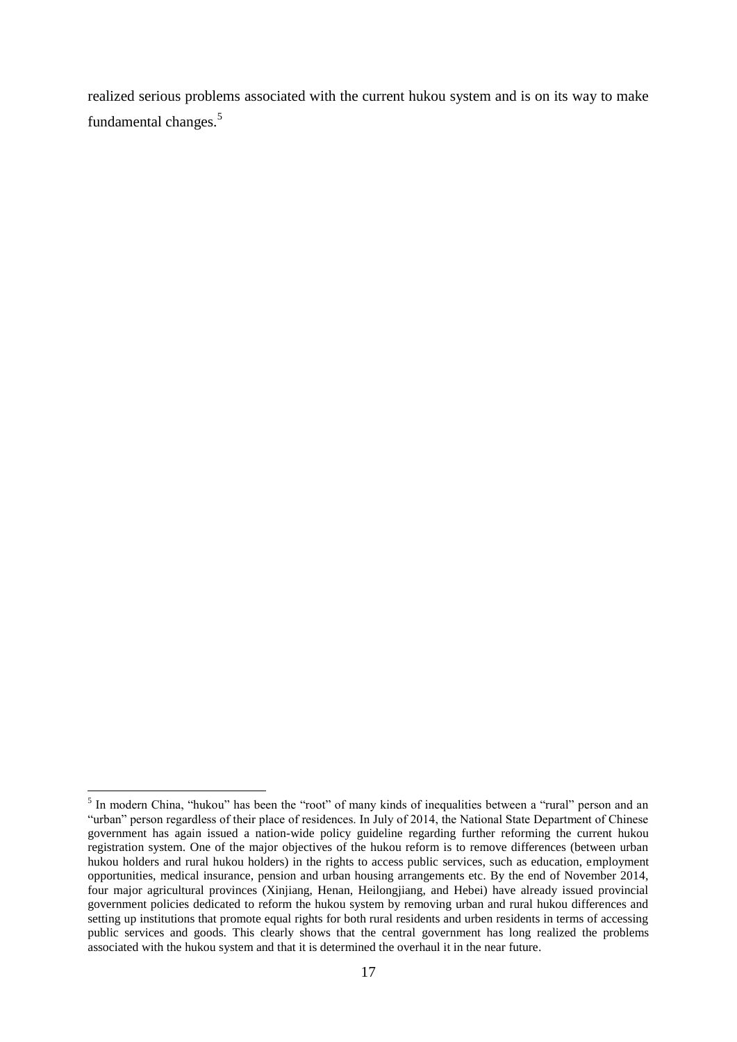realized serious problems associated with the current hukou system and is on its way to make fundamental changes.[5]

[5] In modern China, "hukou" has been the "root" of many kinds of inequalities between a "rural" person and an "urban" person regardless of their place of residences. In July of 2014, the National State Department of Chinese government has again issued a nation-wide policy guideline regarding further reforming the current hukou registration system. One of the major objectives of the hukou reform is to remove differences (between urban hukou holders and rural hukou holders) in the rights to access public services, such as education, employment opportunities, medical insurance, pension and urban housing arrangements etc. By the end of November 2014, four major agricultural provinces (Xinjiang, Henan, Heilongjiang, and Hebei) have already issued provincial government policies dedicated to reform the hukou system by removing urban and rural hukou differences and setting up institutions that promote equal rights for both rural residents and urben residents in terms of accessing public services and goods. This clearly shows that the central government has long realized the problems associated with the hukou system and that it is determined the overhaul it in the near future.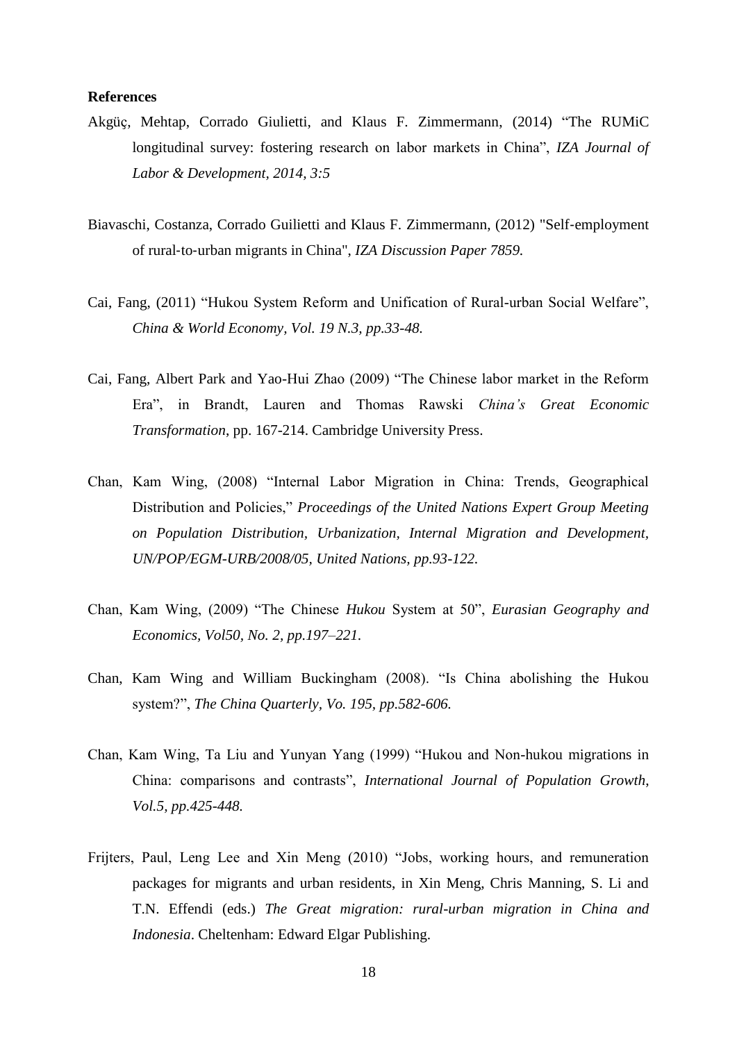**References**

Akgüç, Mehtap, Corrado Giulietti, and Klaus F. Zimmermann, (2014) "The RUMiC longitudinal survey: fostering research on labor markets in China", *IZA Journal of Labor & Development, 2014, 3:5*

Biavaschi, Costanza, Corrado Guilietti and Klaus F. Zimmermann, (2012) "Self-employment of rural-to-urban migrants in China", *IZA Discussion Paper 7859.*

Cai, Fang, (2011) "Hukou System Reform and Unification of Rural-urban Social Welfare", *China & World Economy, Vol. 19 N.3, pp.33-48.*

Cai, Fang, Albert Park and Yao-Hui Zhao (2009) "The Chinese labor market in the Reform Era", in Brandt, Lauren and Thomas Rawski *China's Great Economic Transformation*, pp. 167-214. Cambridge University Press.

Chan, Kam Wing, (2008) "Internal Labor Migration in China: Trends, Geographical Distribution and Policies," *Proceedings of the United Nations Expert Group Meeting on Population Distribution, Urbanization, Internal Migration and Development, UN/POP/EGM-URB/2008/05, United Nations, pp.93-122.*

Chan, Kam Wing, (2009) "The Chinese *Hukou* System at 50", *Eurasian Geography and Economics, Vol50, No. 2, pp.197–221.*

Chan, Kam Wing and William Buckingham (2008). "Is China abolishing the Hukou system?", *The China Quarterly, Vo. 195, pp.582-606.*

Chan, Kam Wing, Ta Liu and Yunyan Yang (1999) "Hukou and Non-hukou migrations in China: comparisons and contrasts", *International Journal of Population Growth, Vol.5, pp.425-448.*

Frijters, Paul, Leng Lee and Xin Meng (2010) "Jobs, working hours, and remuneration packages for migrants and urban residents, in Xin Meng, Chris Manning, S. Li and T.N. Effendi (eds.) *The Great migration: rural-urban migration in China and Indonesia*. Cheltenham: Edward Elgar Publishing.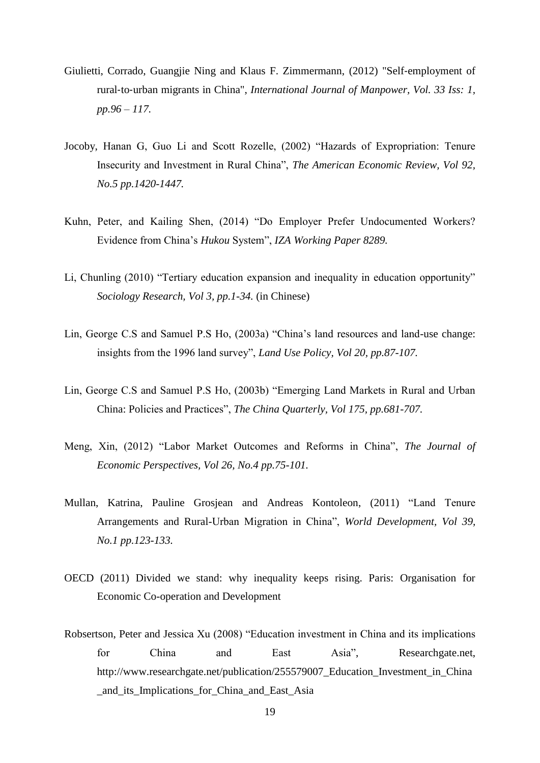Giulietti, Corrado, Guangjie Ning and Klaus F. Zimmermann, (2012) "Self-employment of rural-to-urban migrants in China", *International Journal of Manpower, Vol. 33 Iss: 1, pp.96 – 117.*

Jocoby, Hanan G, Guo Li and Scott Rozelle, (2002) "Hazards of Expropriation: Tenure Insecurity and Investment in Rural China", *The American Economic Review, Vol 92, No.5 pp.1420-1447.*

Kuhn, Peter, and Kailing Shen, (2014) "Do Employer Prefer Undocumented Workers? Evidence from China's *Hukou* System", *IZA Working Paper 8289.*

Li, Chunling (2010) "Tertiary education expansion and inequality in education opportunity" *Sociology Research, Vol 3, pp.1-34.* (in Chinese)

Lin, George C.S and Samuel P.S Ho, (2003a) "China's land resources and land-use change: insights from the 1996 land survey", *Land Use Policy, Vol 20, pp.87-107.*

Lin, George C.S and Samuel P.S Ho, (2003b) "Emerging Land Markets in Rural and Urban China: Policies and Practices", *The China Quarterly, Vol 175, pp.681-707.*

Meng, Xin, (2012) "Labor Market Outcomes and Reforms in China", *The Journal of Economic Perspectives, Vol 26, No.4 pp.75-101.*

Mullan, Katrina, Pauline Grosjean and Andreas Kontoleon, (2011) "Land Tenure Arrangements and Rural-Urban Migration in China", *World Development, Vol 39, No.1 pp.123-133.*

OECD (2011) Divided we stand: why inequality keeps rising. Paris: Organisation for Economic Co-operation and Development

Robsertson, Peter and Jessica Xu (2008) "Education investment in China and its implications for China and East Asia", Researchgate.net, http://www.researchgate.net/publication/255579007_Education_Investment_in_China_and_its_Implications_for_China_and_East_Asia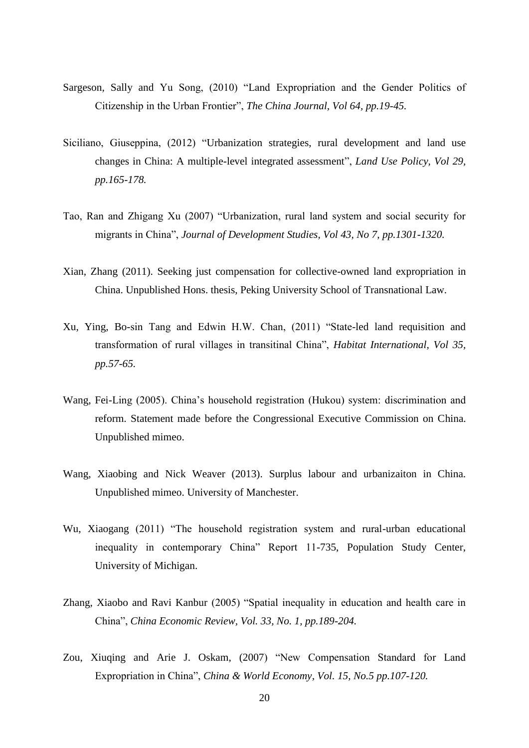Sargeson, Sally and Yu Song, (2010) "Land Expropriation and the Gender Politics of Citizenship in the Urban Frontier", *The China Journal, Vol 64, pp.19-45.*

Siciliano, Giuseppina, (2012) "Urbanization strategies, rural development and land use changes in China: A multiple-level integrated assessment", *Land Use Policy, Vol 29, pp.165-178.*

Tao, Ran and Zhigang Xu (2007) "Urbanization, rural land system and social security for migrants in China", *Journal of Development Studies, Vol 43, No 7, pp.1301-1320.*

Xian, Zhang (2011). Seeking just compensation for collective-owned land expropriation in China. Unpublished Hons. thesis, Peking University School of Transnational Law.

Xu, Ying, Bo-sin Tang and Edwin H.W. Chan, (2011) "State-led land requisition and transformation of rural villages in transitinal China", *Habitat International, Vol 35, pp.57-65.*

Wang, Fei-Ling (2005). China's household registration (Hukou) system: discrimination and reform. Statement made before the Congressional Executive Commission on China. Unpublished mimeo.

Wang, Xiaobing and Nick Weaver (2013). Surplus labour and urbanizaiton in China. Unpublished mimeo. University of Manchester.

Wu, Xiaogang (2011) "The household registration system and rural-urban educational inequality in contemporary China" Report 11-735, Population Study Center, University of Michigan.

Zhang, Xiaobo and Ravi Kanbur (2005) "Spatial inequality in education and health care in China", *China Economic Review, Vol. 33, No. 1, pp.189-204.*

Zou, Xiuqing and Arie J. Oskam, (2007) "New Compensation Standard for Land Expropriation in China", *China & World Economy, Vol. 15, No.5 pp.107-120.*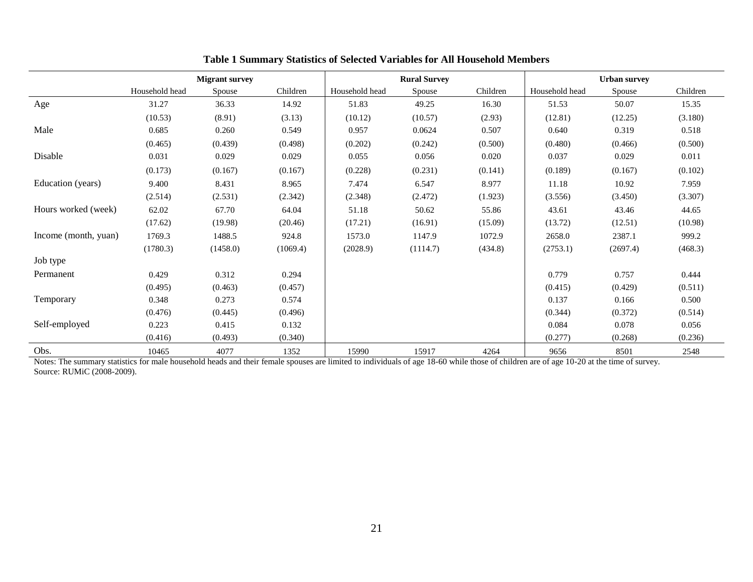**Table 1 Summary Statistics of Selected Variables for All Household Members**

| | Migrant survey | | | Rural Survey | | | Urban survey | | |
|---|---|---|---|---|---|---|---|---|---|
| | Household head | Spouse | Children | Household head | Spouse | Children | Household head | Spouse | Children |
| Age | 31.27 | 36.33 | 14.92 | 51.83 | 49.25 | 16.30 | 51.53 | 50.07 | 15.35 |
| | (10.53) | (8.91) | (3.13) | (10.12) | (10.57) | (2.93) | (12.81) | (12.25) | (3.180) |
| Male | 0.685 | 0.260 | 0.549 | 0.957 | 0.0624 | 0.507 | 0.640 | 0.319 | 0.518 |
| | (0.465) | (0.439) | (0.498) | (0.202) | (0.242) | (0.500) | (0.480) | (0.466) | (0.500) |
| Disable | 0.031 | 0.029 | 0.029 | 0.055 | 0.056 | 0.020 | 0.037 | 0.029 | 0.011 |
| | (0.173) | (0.167) | (0.167) | (0.228) | (0.231) | (0.141) | (0.189) | (0.167) | (0.102) |
| Education (years) | 9.400 | 8.431 | 8.965 | 7.474 | 6.547 | 8.977 | 11.18 | 10.92 | 7.959 |
| | (2.514) | (2.531) | (2.342) | (2.348) | (2.472) | (1.923) | (3.556) | (3.450) | (3.307) |
| Hours worked (week) | 62.02 | 67.70 | 64.04 | 51.18 | 50.62 | 55.86 | 43.61 | 43.46 | 44.65 |
| | (17.62) | (19.98) | (20.46) | (17.21) | (16.91) | (15.09) | (13.72) | (12.51) | (10.98) |
| Income (month, yuan) | 1769.3 | 1488.5 | 924.8 | 1573.0 | 1147.9 | 1072.9 | 2658.0 | 2387.1 | 999.2 |
| | (1780.3) | (1458.0) | (1069.4) | (2028.9) | (1114.7) | (434.8) | (2753.1) | (2697.4) | (468.3) |
| Job type | | | | | | | | | |
| Permanent | 0.429 | 0.312 | 0.294 | | | | 0.779 | 0.757 | 0.444 |
| | (0.495) | (0.463) | (0.457) | | | | (0.415) | (0.429) | (0.511) |
| Temporary | 0.348 | 0.273 | 0.574 | | | | 0.137 | 0.166 | 0.500 |
| | (0.476) | (0.445) | (0.496) | | | | (0.344) | (0.372) | (0.514) |
| Self-employed | 0.223 | 0.415 | 0.132 | | | | 0.084 | 0.078 | 0.056 |
| | (0.416) | (0.493) | (0.340) | | | | (0.277) | (0.268) | (0.236) |
| Obs. | 10465 | 4077 | 1352 | 15990 | 15917 | 4264 | 9656 | 8501 | 2548 |

Notes: The summary statistics for male household heads and their female spouses are limited to individuals of age 18-60 while those of children are of age 10-20 at the time of survey.
Source: RUMiC (2008-2009).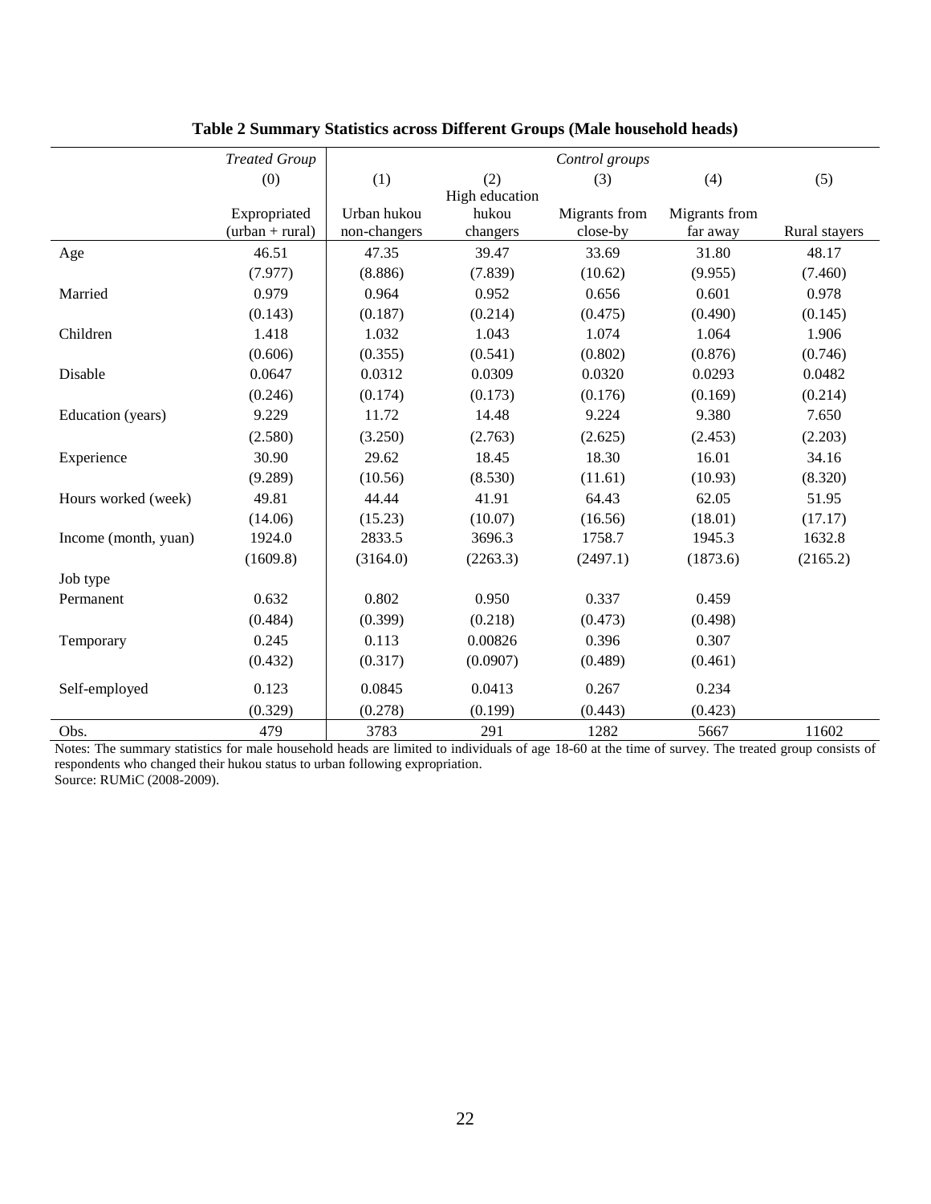**Table 2 Summary Statistics across Different Groups (Male household heads)**

| | *Treated Group* | *Control groups* | | | | |
|---|---|---|---|---|---|---|
| | (0) | (1) | (2) | (3) | (4) | (5) |
| | Expropriated (urban + rural) | Urban hukou non-changers | High education hukou changers | Migrants from close-by | Migrants from far away | Rural stayers |
| Age | 46.51 | 47.35 | 39.47 | 33.69 | 31.80 | 48.17 |
| | (7.977) | (8.886) | (7.839) | (10.62) | (9.955) | (7.460) |
| Married | 0.979 | 0.964 | 0.952 | 0.656 | 0.601 | 0.978 |
| | (0.143) | (0.187) | (0.214) | (0.475) | (0.490) | (0.145) |
| Children | 1.418 | 1.032 | 1.043 | 1.074 | 1.064 | 1.906 |
| | (0.606) | (0.355) | (0.541) | (0.802) | (0.876) | (0.746) |
| Disable | 0.0647 | 0.0312 | 0.0309 | 0.0320 | 0.0293 | 0.0482 |
| | (0.246) | (0.174) | (0.173) | (0.176) | (0.169) | (0.214) |
| Education (years) | 9.229 | 11.72 | 14.48 | 9.224 | 9.380 | 7.650 |
| | (2.580) | (3.250) | (2.763) | (2.625) | (2.453) | (2.203) |
| Experience | 30.90 | 29.62 | 18.45 | 18.30 | 16.01 | 34.16 |
| | (9.289) | (10.56) | (8.530) | (11.61) | (10.93) | (8.320) |
| Hours worked (week) | 49.81 | 44.44 | 41.91 | 64.43 | 62.05 | 51.95 |
| | (14.06) | (15.23) | (10.07) | (16.56) | (18.01) | (17.17) |
| Income (month, yuan) | 1924.0 | 2833.5 | 3696.3 | 1758.7 | 1945.3 | 1632.8 |
| | (1609.8) | (3164.0) | (2263.3) | (2497.1) | (1873.6) | (2165.2) |
| Job type | | | | | | |
| Permanent | 0.632 | 0.802 | 0.950 | 0.337 | 0.459 | |
| | (0.484) | (0.399) | (0.218) | (0.473) | (0.498) | |
| Temporary | 0.245 | 0.113 | 0.00826 | 0.396 | 0.307 | |
| | (0.432) | (0.317) | (0.0907) | (0.489) | (0.461) | |
| Self-employed | 0.123 | 0.0845 | 0.0413 | 0.267 | 0.234 | |
| | (0.329) | (0.278) | (0.199) | (0.443) | (0.423) | |
| Obs. | 479 | 3783 | 291 | 1282 | 5667 | 11602 |

Notes: The summary statistics for male household heads are limited to individuals of age 18-60 at the time of survey. The treated group consists of respondents who changed their hukou status to urban following expropriation.
Source: RUMiC (2008-2009).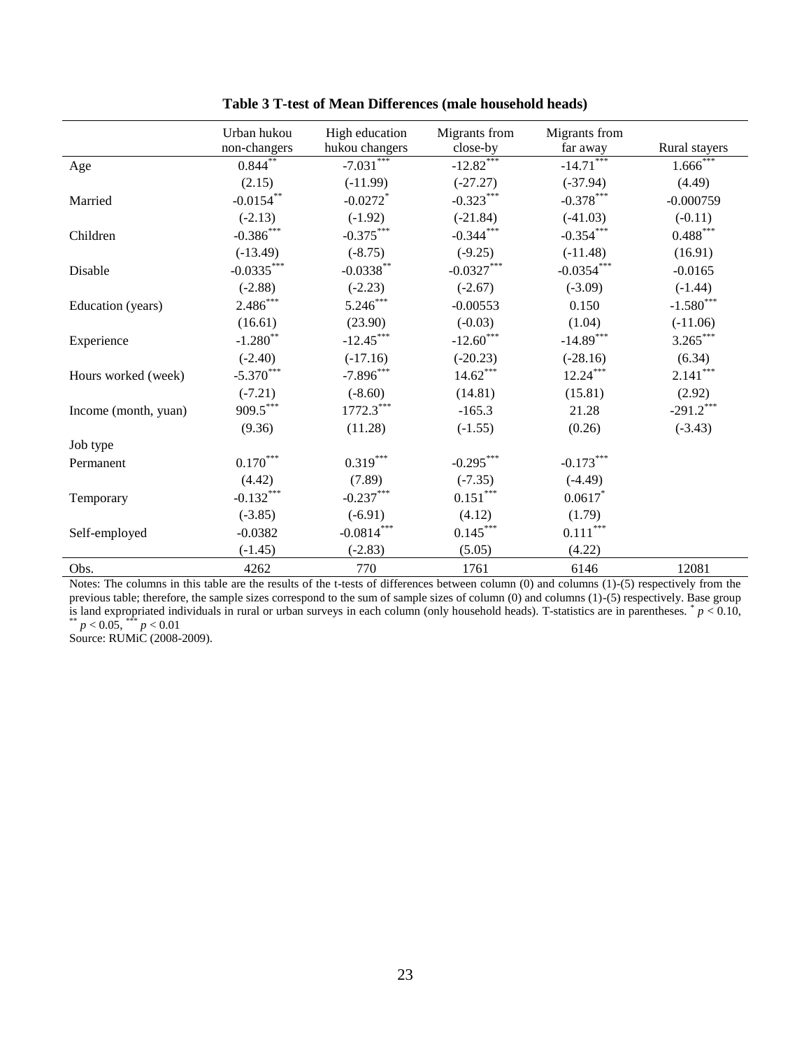**Table 3 T-test of Mean Differences (male household heads)**

| | Urban hukou non-changers | High education hukou changers | Migrants from close-by | Migrants from far away | Rural stayers |
|---|---|---|---|---|---|
| Age | 0.844** | -7.031*** | -12.82*** | -14.71*** | 1.666*** |
| | (2.15) | (-11.99) | (-27.27) | (-37.94) | (4.49) |
| Married | -0.0154** | -0.0272* | -0.323*** | -0.378*** | -0.000759 |
| | (-2.13) | (-1.92) | (-21.84) | (-41.03) | (-0.11) |
| Children | -0.386*** | -0.375*** | -0.344*** | -0.354*** | 0.488*** |
| | (-13.49) | (-8.75) | (-9.25) | (-11.48) | (16.91) |
| Disable | -0.0335*** | -0.0338** | -0.0327*** | -0.0354*** | -0.0165 |
| | (-2.88) | (-2.23) | (-2.67) | (-3.09) | (-1.44) |
| Education (years) | 2.486*** | 5.246*** | -0.00553 | 0.150 | -1.580*** |
| | (16.61) | (23.90) | (-0.03) | (1.04) | (-11.06) |
| Experience | -1.280** | -12.45*** | -12.60*** | -14.89*** | 3.265*** |
| | (-2.40) | (-17.16) | (-20.23) | (-28.16) | (6.34) |
| Hours worked (week) | -5.370*** | -7.896*** | 14.62*** | 12.24*** | 2.141*** |
| | (-7.21) | (-8.60) | (14.81) | (15.81) | (2.92) |
| Income (month, yuan) | 909.5*** | 1772.3*** | -165.3 | 21.28 | -291.2*** |
| | (9.36) | (11.28) | (-1.55) | (0.26) | (-3.43) |
| Job type | | | | | |
| Permanent | 0.170*** | 0.319*** | -0.295*** | -0.173*** | |
| | (4.42) | (7.89) | (-7.35) | (-4.49) | |
| Temporary | -0.132*** | -0.237*** | 0.151*** | 0.0617* | |
| | (-3.85) | (-6.91) | (4.12) | (1.79) | |
| Self-employed | -0.0382 | -0.0814*** | 0.145*** | 0.111*** | |
| | (-1.45) | (-2.83) | (5.05) | (4.22) | |
| Obs. | 4262 | 770 | 1761 | 6146 | 12081 |

Notes: The columns in this table are the results of the t-tests of differences between column (0) and columns (1)-(5) respectively from the previous table; therefore, the sample sizes correspond to the sum of sample sizes of column (0) and columns (1)-(5) respectively. Base group is land expropriated individuals in rural or urban surveys in each column (only household heads). T-statistics are in parentheses. * $p < 0.10$, ** $p < 0.05$, *** $p < 0.01$

Source: RUMiC (2008-2009).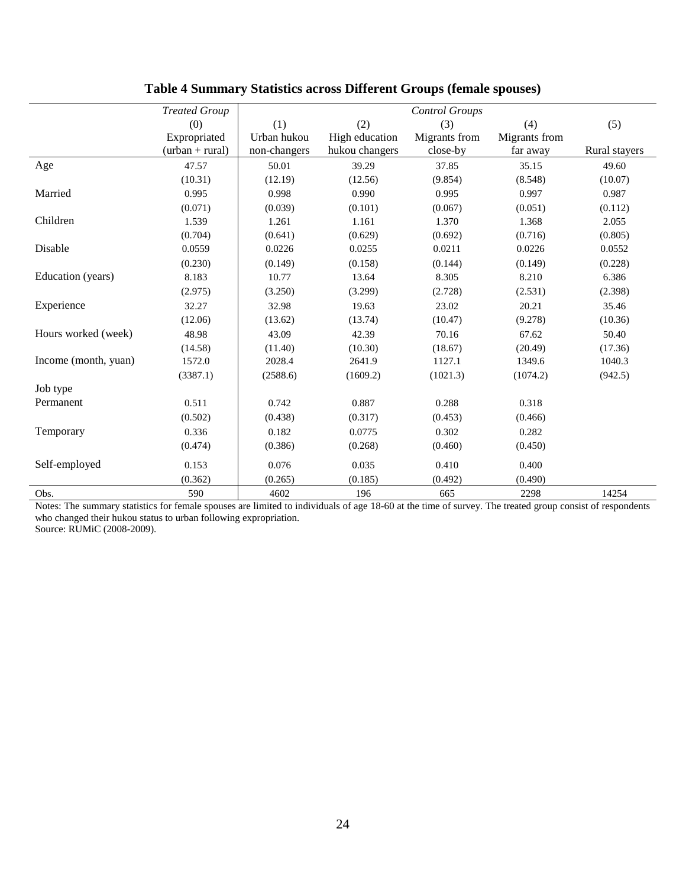# Table 4 Summary Statistics across Different Groups (female spouses)

| | *Treated Group* | *Control Groups* | | | | |
|---|---|---|---|---|---|---|
| | (0) | (1) | (2) | (3) | (4) | (5) |
| | Expropriated (urban + rural) | Urban hukou non-changers | High education hukou changers | Migrants from close-by | Migrants from far away | Rural stayers |
| Age | 47.57 | 50.01 | 39.29 | 37.85 | 35.15 | 49.60 |
| | (10.31) | (12.19) | (12.56) | (9.854) | (8.548) | (10.07) |
| Married | 0.995 | 0.998 | 0.990 | 0.995 | 0.997 | 0.987 |
| | (0.071) | (0.039) | (0.101) | (0.067) | (0.051) | (0.112) |
| Children | 1.539 | 1.261 | 1.161 | 1.370 | 1.368 | 2.055 |
| | (0.704) | (0.641) | (0.629) | (0.692) | (0.716) | (0.805) |
| Disable | 0.0559 | 0.0226 | 0.0255 | 0.0211 | 0.0226 | 0.0552 |
| | (0.230) | (0.149) | (0.158) | (0.144) | (0.149) | (0.228) |
| Education (years) | 8.183 | 10.77 | 13.64 | 8.305 | 8.210 | 6.386 |
| | (2.975) | (3.250) | (3.299) | (2.728) | (2.531) | (2.398) |
| Experience | 32.27 | 32.98 | 19.63 | 23.02 | 20.21 | 35.46 |
| | (12.06) | (13.62) | (13.74) | (10.47) | (9.278) | (10.36) |
| Hours worked (week) | 48.98 | 43.09 | 42.39 | 70.16 | 67.62 | 50.40 |
| | (14.58) | (11.40) | (10.30) | (18.67) | (20.49) | (17.36) |
| Income (month, yuan) | 1572.0 | 2028.4 | 2641.9 | 1127.1 | 1349.6 | 1040.3 |
| | (3387.1) | (2588.6) | (1609.2) | (1021.3) | (1074.2) | (942.5) |
| Job type | | | | | | |
| Permanent | 0.511 | 0.742 | 0.887 | 0.288 | 0.318 | |
| | (0.502) | (0.438) | (0.317) | (0.453) | (0.466) | |
| Temporary | 0.336 | 0.182 | 0.0775 | 0.302 | 0.282 | |
| | (0.474) | (0.386) | (0.268) | (0.460) | (0.450) | |
| Self-employed | 0.153 | 0.076 | 0.035 | 0.410 | 0.400 | |
| | (0.362) | (0.265) | (0.185) | (0.492) | (0.490) | |
| Obs. | 590 | 4602 | 196 | 665 | 2298 | 14254 |

Notes: The summary statistics for female spouses are limited to individuals of age 18-60 at the time of survey. The treated group consist of respondents who changed their hukou status to urban following expropriation.
Source: RUMiC (2008-2009).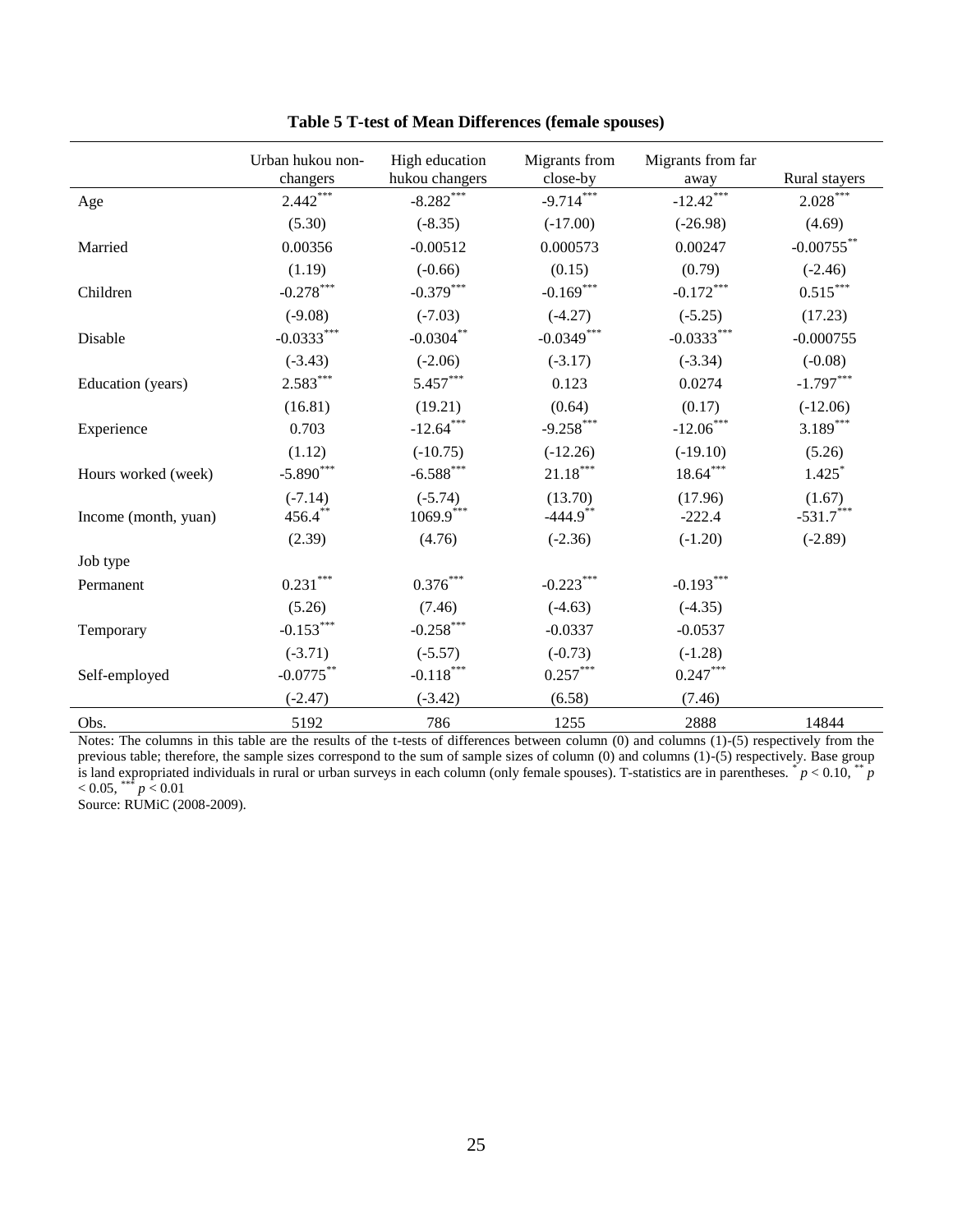**Table 5 T-test of Mean Differences (female spouses)**

| | Urban hukou non-changers | High education hukou changers | Migrants from close-by | Migrants from far away | Rural stayers |
|---|---|---|---|---|---|
| Age | 2.442*** | -8.282*** | -9.714*** | -12.42*** | 2.028*** |
| | (5.30) | (-8.35) | (-17.00) | (-26.98) | (4.69) |
| Married | 0.00356 | -0.00512 | 0.000573 | 0.00247 | -0.00755** |
| | (1.19) | (-0.66) | (0.15) | (0.79) | (-2.46) |
| Children | -0.278*** | -0.379*** | -0.169*** | -0.172*** | 0.515*** |
| | (-9.08) | (-7.03) | (-4.27) | (-5.25) | (17.23) |
| Disable | -0.0333*** | -0.0304** | -0.0349*** | -0.0333*** | -0.000755 |
| | (-3.43) | (-2.06) | (-3.17) | (-3.34) | (-0.08) |
| Education (years) | 2.583*** | 5.457*** | 0.123 | 0.0274 | -1.797*** |
| | (16.81) | (19.21) | (0.64) | (0.17) | (-12.06) |
| Experience | 0.703 | -12.64*** | -9.258*** | -12.06*** | 3.189*** |
| | (1.12) | (-10.75) | (-12.26) | (-19.10) | (5.26) |
| Hours worked (week) | -5.890*** | -6.588*** | 21.18*** | 18.64*** | 1.425* |
| | (-7.14) | (-5.74) | (13.70) | (17.96) | (1.67) |
| Income (month, yuan) | 456.4** | 1069.9*** | -444.9** | -222.4 | -531.7*** |
| | (2.39) | (4.76) | (-2.36) | (-1.20) | (-2.89) |
| Job type | | | | | |
| Permanent | 0.231*** | 0.376*** | -0.223*** | -0.193*** | |
| | (5.26) | (7.46) | (-4.63) | (-4.35) | |
| Temporary | -0.153*** | -0.258*** | -0.0337 | -0.0537 | |
| | (-3.71) | (-5.57) | (-0.73) | (-1.28) | |
| Self-employed | -0.0775** | -0.118*** | 0.257*** | 0.247*** | |
| | (-2.47) | (-3.42) | (6.58) | (7.46) | |
| Obs. | 5192 | 786 | 1255 | 2888 | 14844 |

Notes: The columns in this table are the results of the t-tests of differences between column (0) and columns (1)-(5) respectively from the previous table; therefore, the sample sizes correspond to the sum of sample sizes of column (0) and columns (1)-(5) respectively. Base group is land expropriated individuals in rural or urban surveys in each column (only female spouses). T-statistics are in parentheses. * $p < 0.10$, ** $p < 0.05$, *** $p < 0.01$

Source: RUMiC (2008-2009).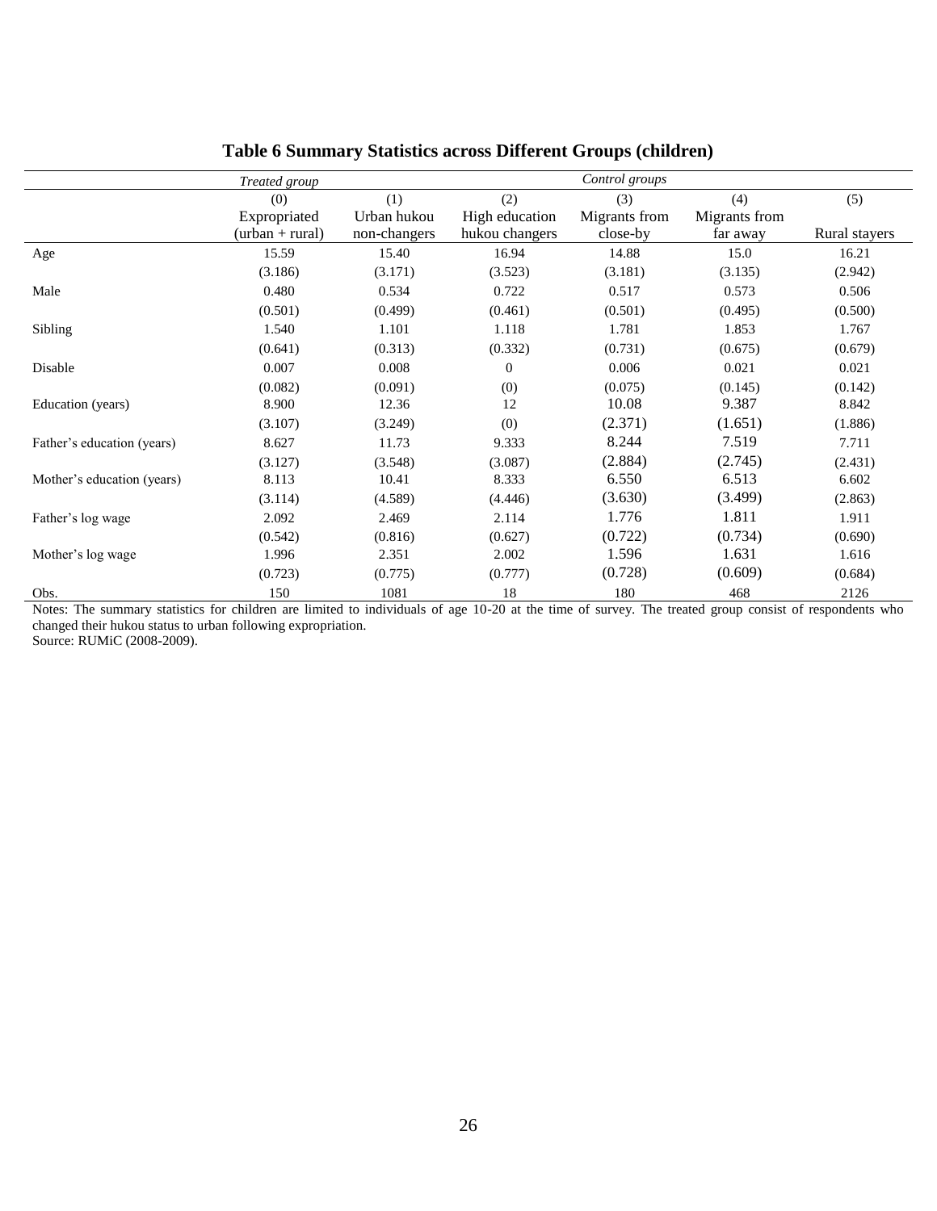**Table 6 Summary Statistics across Different Groups (children)**

| | *Treated group* | *Control groups* | | | | |
|---|---|---|---|---|---|---|
| | (0) | (1) | (2) | (3) | (4) | (5) |
| | Expropriated (urban + rural) | Urban hukou non-changers | High education hukou changers | Migrants from close-by | Migrants from far away | Rural stayers |
| Age | 15.59 | 15.40 | 16.94 | 14.88 | 15.0 | 16.21 |
| | (3.186) | (3.171) | (3.523) | (3.181) | (3.135) | (2.942) |
| Male | 0.480 | 0.534 | 0.722 | 0.517 | 0.573 | 0.506 |
| | (0.501) | (0.499) | (0.461) | (0.501) | (0.495) | (0.500) |
| Sibling | 1.540 | 1.101 | 1.118 | 1.781 | 1.853 | 1.767 |
| | (0.641) | (0.313) | (0.332) | (0.731) | (0.675) | (0.679) |
| Disable | 0.007 | 0.008 | 0 | 0.006 | 0.021 | 0.021 |
| | (0.082) | (0.091) | (0) | (0.075) | (0.145) | (0.142) |
| Education (years) | 8.900 | 12.36 | 12 | 10.08 | 9.387 | 8.842 |
| | (3.107) | (3.249) | (0) | (2.371) | (1.651) | (1.886) |
| Father's education (years) | 8.627 | 11.73 | 9.333 | 8.244 | 7.519 | 7.711 |
| | (3.127) | (3.548) | (3.087) | (2.884) | (2.745) | (2.431) |
| Mother's education (years) | 8.113 | 10.41 | 8.333 | 6.550 | 6.513 | 6.602 |
| | (3.114) | (4.589) | (4.446) | (3.630) | (3.499) | (2.863) |
| Father's log wage | 2.092 | 2.469 | 2.114 | 1.776 | 1.811 | 1.911 |
| | (0.542) | (0.816) | (0.627) | (0.722) | (0.734) | (0.690) |
| Mother's log wage | 1.996 | 2.351 | 2.002 | 1.596 | 1.631 | 1.616 |
| | (0.723) | (0.775) | (0.777) | (0.728) | (0.609) | (0.684) |
| Obs. | 150 | 1081 | 18 | 180 | 468 | 2126 |

Notes: The summary statistics for children are limited to individuals of age 10-20 at the time of survey. The treated group consist of respondents who changed their hukou status to urban following expropriation.
Source: RUMiC (2008-2009).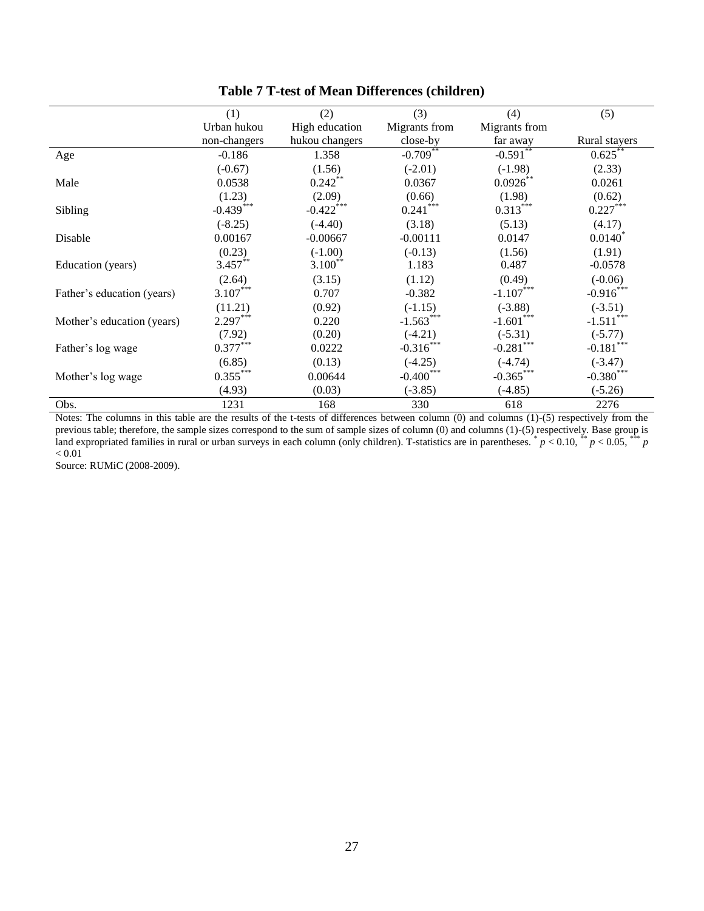**Table 7 T-test of Mean Differences (children)**

| | (1) | (2) | (3) | (4) | (5) |
|---|---|---|---|---|---|
| | Urban hukou non-changers | High education hukou changers | Migrants from close-by | Migrants from far away | Rural stayers |
| Age | -0.186 | 1.358 | -0.709** | -0.591** | 0.625** |
| | (-0.67) | (1.56) | (-2.01) | (-1.98) | (2.33) |
| Male | 0.0538 | 0.242** | 0.0367 | 0.0926** | 0.0261 |
| | (1.23) | (2.09) | (0.66) | (1.98) | (0.62) |
| Sibling | -0.439*** | -0.422*** | 0.241*** | 0.313*** | 0.227*** |
| | (-8.25) | (-4.40) | (3.18) | (5.13) | (4.17) |
| Disable | 0.00167 | -0.00667 | -0.00111 | 0.0147 | 0.0140* |
| | (0.23) | (-1.00) | (-0.13) | (1.56) | (1.91) |
| Education (years) | 3.457** | 3.100** | 1.183 | 0.487 | -0.0578 |
| | (2.64) | (3.15) | (1.12) | (0.49) | (-0.06) |
| Father's education (years) | 3.107*** | 0.707 | -0.382 | -1.107*** | -0.916*** |
| | (11.21) | (0.92) | (-1.15) | (-3.88) | (-3.51) |
| Mother's education (years) | 2.297*** | 0.220 | -1.563*** | -1.601*** | -1.511*** |
| | (7.92) | (0.20) | (-4.21) | (-5.31) | (-5.77) |
| Father's log wage | 0.377*** | 0.0222 | -0.316*** | -0.281*** | -0.181*** |
| | (6.85) | (0.13) | (-4.25) | (-4.74) | (-3.47) |
| Mother's log wage | 0.355*** | 0.00644 | -0.400*** | -0.365*** | -0.380*** |
| | (4.93) | (0.03) | (-3.85) | (-4.85) | (-5.26) |
| Obs. | 1231 | 168 | 330 | 618 | 2276 |

Notes: The columns in this table are the results of the t-tests of differences between column (0) and columns (1)-(5) respectively from the previous table; therefore, the sample sizes correspond to the sum of sample sizes of column (0) and columns (1)-(5) respectively. Base group is land expropriated families in rural or urban surveys in each column (only children). T-statistics are in parentheses. * $p < 0.10$, ** $p < 0.05$, *** $p < 0.01$

Source: RUMiC (2008-2009).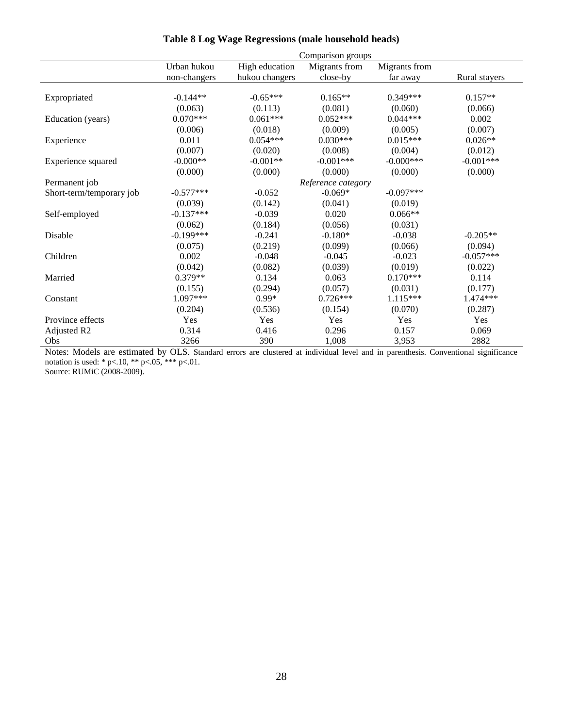**Table 8 Log Wage Regressions (male household heads)**

| | Comparison groups | | | | |
|---|---|---|---|---|---|
| | Urban hukou non-changers | High education hukou changers | Migrants from close-by | Migrants from far away | Rural stayers |
| Expropriated | -0.144** | -0.65*** | 0.165** | 0.349*** | 0.157** |
| | (0.063) | (0.113) | (0.081) | (0.060) | (0.066) |
| Education (years) | 0.070*** | 0.061*** | 0.052*** | 0.044*** | 0.002 |
| | (0.006) | (0.018) | (0.009) | (0.005) | (0.007) |
| Experience | 0.011 | 0.054*** | 0.030*** | 0.015*** | 0.026** |
| | (0.007) | (0.020) | (0.008) | (0.004) | (0.012) |
| Experience squared | -0.000** | -0.001** | -0.001*** | -0.000*** | -0.001*** |
| | (0.000) | (0.000) | (0.000) | (0.000) | (0.000) |
| Permanent job | | | *Reference category* | | |
| Short-term/temporary job | -0.577*** | -0.052 | -0.069* | -0.097*** | |
| | (0.039) | (0.142) | (0.041) | (0.019) | |
| Self-employed | -0.137*** | -0.039 | 0.020 | 0.066** | |
| | (0.062) | (0.184) | (0.056) | (0.031) | |
| Disable | -0.199*** | -0.241 | -0.180* | -0.038 | -0.205** |
| | (0.075) | (0.219) | (0.099) | (0.066) | (0.094) |
| Children | 0.002 | -0.048 | -0.045 | -0.023 | -0.057*** |
| | (0.042) | (0.082) | (0.039) | (0.019) | (0.022) |
| Married | 0.379** | 0.134 | 0.063 | 0.170*** | 0.114 |
| | (0.155) | (0.294) | (0.057) | (0.031) | (0.177) |
| Constant | 1.097*** | 0.99* | 0.726*** | 1.115*** | 1.474*** |
| | (0.204) | (0.536) | (0.154) | (0.070) | (0.287) |
| Province effects | Yes | Yes | Yes | Yes | Yes |
| Adjusted R2 | 0.314 | 0.416 | 0.296 | 0.157 | 0.069 |
| Obs | 3266 | 390 | 1,008 | 3,953 | 2882 |

Notes: Models are estimated by OLS. Standard errors are clustered at individual level and in parenthesis. Conventional significance notation is used: * p<.10, ** p<.05, *** p<.01.
Source: RUMiC (2008-2009).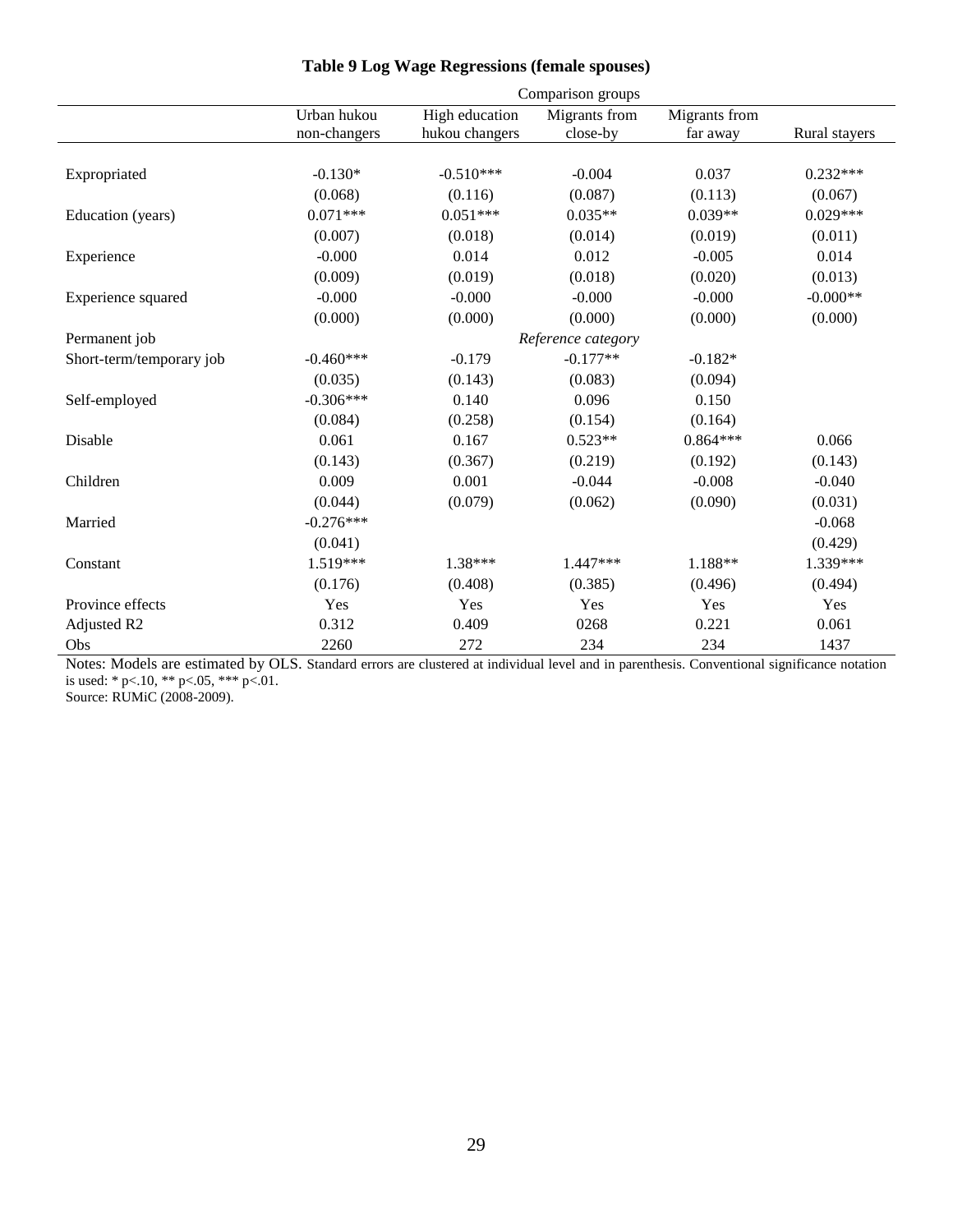**Table 9 Log Wage Regressions (female spouses)**

| | Comparison groups | | | | |
|---|---|---|---|---|---|
| | Urban hukou non-changers | High education hukou changers | Migrants from close-by | Migrants from far away | Rural stayers |
| Expropriated | -0.130* | -0.510*** | -0.004 | 0.037 | 0.232*** |
| | (0.068) | (0.116) | (0.087) | (0.113) | (0.067) |
| Education (years) | 0.071*** | 0.051*** | 0.035** | 0.039** | 0.029*** |
| | (0.007) | (0.018) | (0.014) | (0.019) | (0.011) |
| Experience | -0.000 | 0.014 | 0.012 | -0.005 | 0.014 |
| | (0.009) | (0.019) | (0.018) | (0.020) | (0.013) |
| Experience squared | -0.000 | -0.000 | -0.000 | -0.000 | -0.000** |
| | (0.000) | (0.000) | (0.000) | (0.000) | (0.000) |
| Permanent job | | | *Reference category* | | |
| Short-term/temporary job | -0.460*** | -0.179 | -0.177** | -0.182* | |
| | (0.035) | (0.143) | (0.083) | (0.094) | |
| Self-employed | -0.306*** | 0.140 | 0.096 | 0.150 | |
| | (0.084) | (0.258) | (0.154) | (0.164) | |
| Disable | 0.061 | 0.167 | 0.523** | 0.864*** | 0.066 |
| | (0.143) | (0.367) | (0.219) | (0.192) | (0.143) |
| Children | 0.009 | 0.001 | -0.044 | -0.008 | -0.040 |
| | (0.044) | (0.079) | (0.062) | (0.090) | (0.031) |
| Married | -0.276*** | | | | -0.068 |
| | (0.041) | | | | (0.429) |
| Constant | 1.519*** | 1.38*** | 1.447*** | 1.188** | 1.339*** |
| | (0.176) | (0.408) | (0.385) | (0.496) | (0.494) |
| Province effects | Yes | Yes | Yes | Yes | Yes |
| Adjusted R2 | 0.312 | 0.409 | 0268 | 0.221 | 0.061 |
| Obs | 2260 | 272 | 234 | 234 | 1437 |

Notes: Models are estimated by OLS. Standard errors are clustered at individual level and in parenthesis. Conventional significance notation is used: * p<.10, ** p<.05, *** p<.01.
Source: RUMiC (2008-2009).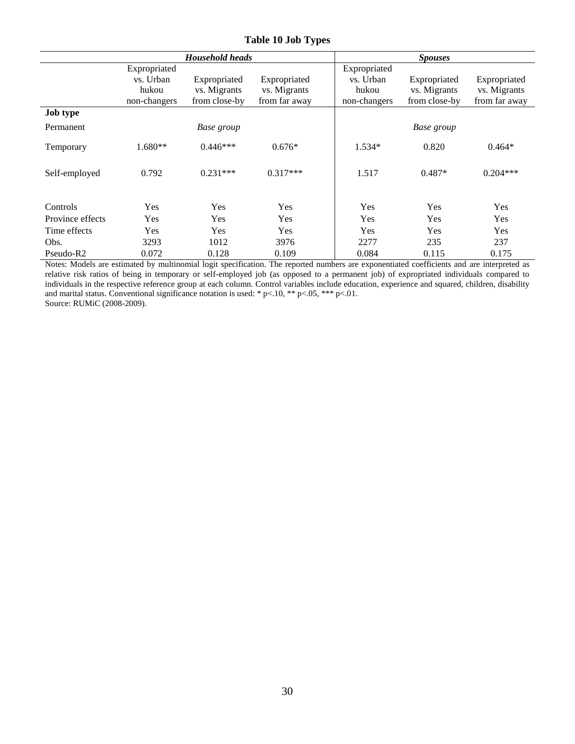**Table 10 Job Types**

| | *Household heads* | | | *Spouses* | | |
|---|---|---|---|---|---|---|
| | Expropriated vs. Urban hukou non-changers | Expropriated vs. Migrants from close-by | Expropriated vs. Migrants from far away | Expropriated vs. Urban hukou non-changers | Expropriated vs. Migrants from close-by | Expropriated vs. Migrants from far away |
| **Job type** | | | | | | |
| Permanent | | *Base group* | | | *Base group* | |
| Temporary | 1.680** | 0.446*** | 0.676* | 1.534* | 0.820 | 0.464* |
| Self-employed | 0.792 | 0.231*** | 0.317*** | 1.517 | 0.487* | 0.204*** |
| Controls | Yes | Yes | Yes | Yes | Yes | Yes |
| Province effects | Yes | Yes | Yes | Yes | Yes | Yes |
| Time effects | Yes | Yes | Yes | Yes | Yes | Yes |
| Obs. | 3293 | 1012 | 3976 | 2277 | 235 | 237 |
| Pseudo-R2 | 0.072 | 0.128 | 0.109 | 0.084 | 0.115 | 0.175 |

Notes: Models are estimated by multinomial logit specification. The reported numbers are exponentiated coefficients and are interpreted as relative risk ratios of being in temporary or self-employed job (as opposed to a permanent job) of expropriated individuals compared to individuals in the respective reference group at each column. Control variables include education, experience and squared, children, disability and marital status. Conventional significance notation is used: * p<.10, ** p<.05, *** p<.01.
Source: RUMiC (2008-2009).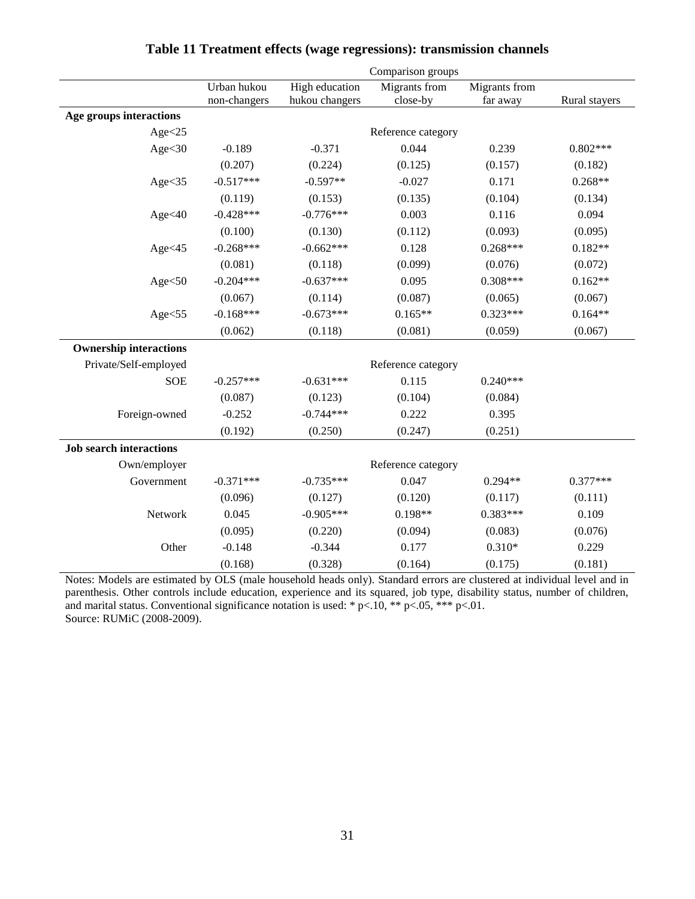**Table 11 Treatment effects (wage regressions): transmission channels**

| | Comparison groups | | | | |
|---|---|---|---|---|---|
| | Urban hukou non-changers | High education hukou changers | Migrants from close-by | Migrants from far away | Rural stayers |
| **Age groups interactions** | | | | | |
| Age<25 | | | Reference category | | |
| Age<30 | -0.189 | -0.371 | 0.044 | 0.239 | 0.802*** |
| | (0.207) | (0.224) | (0.125) | (0.157) | (0.182) |
| Age<35 | -0.517*** | -0.597** | -0.027 | 0.171 | 0.268** |
| | (0.119) | (0.153) | (0.135) | (0.104) | (0.134) |
| Age<40 | -0.428*** | -0.776*** | 0.003 | 0.116 | 0.094 |
| | (0.100) | (0.130) | (0.112) | (0.093) | (0.095) |
| Age<45 | -0.268*** | -0.662*** | 0.128 | 0.268*** | 0.182** |
| | (0.081) | (0.118) | (0.099) | (0.076) | (0.072) |
| Age<50 | -0.204*** | -0.637*** | 0.095 | 0.308*** | 0.162** |
| | (0.067) | (0.114) | (0.087) | (0.065) | (0.067) |
| Age<55 | -0.168*** | -0.673*** | 0.165** | 0.323*** | 0.164** |
| | (0.062) | (0.118) | (0.081) | (0.059) | (0.067) |
| **Ownership interactions** | | | | | |
| Private/Self-employed | | | Reference category | | |
| SOE | -0.257*** | -0.631*** | 0.115 | 0.240*** | |
| | (0.087) | (0.123) | (0.104) | (0.084) | |
| Foreign-owned | -0.252 | -0.744*** | 0.222 | 0.395 | |
| | (0.192) | (0.250) | (0.247) | (0.251) | |
| **Job search interactions** | | | | | |
| Own/employer | | | Reference category | | |
| Government | -0.371*** | -0.735*** | 0.047 | 0.294** | 0.377*** |
| | (0.096) | (0.127) | (0.120) | (0.117) | (0.111) |
| Network | 0.045 | -0.905*** | 0.198** | 0.383*** | 0.109 |
| | (0.095) | (0.220) | (0.094) | (0.083) | (0.076) |
| Other | -0.148 | -0.344 | 0.177 | 0.310* | 0.229 |
| | (0.168) | (0.328) | (0.164) | (0.175) | (0.181) |

Notes: Models are estimated by OLS (male household heads only). Standard errors are clustered at individual level and in parenthesis. Other controls include education, experience and its squared, job type, disability status, number of children, and marital status. Conventional significance notation is used: * p<.10, ** p<.05, *** p<.01.
Source: RUMiC (2008-2009).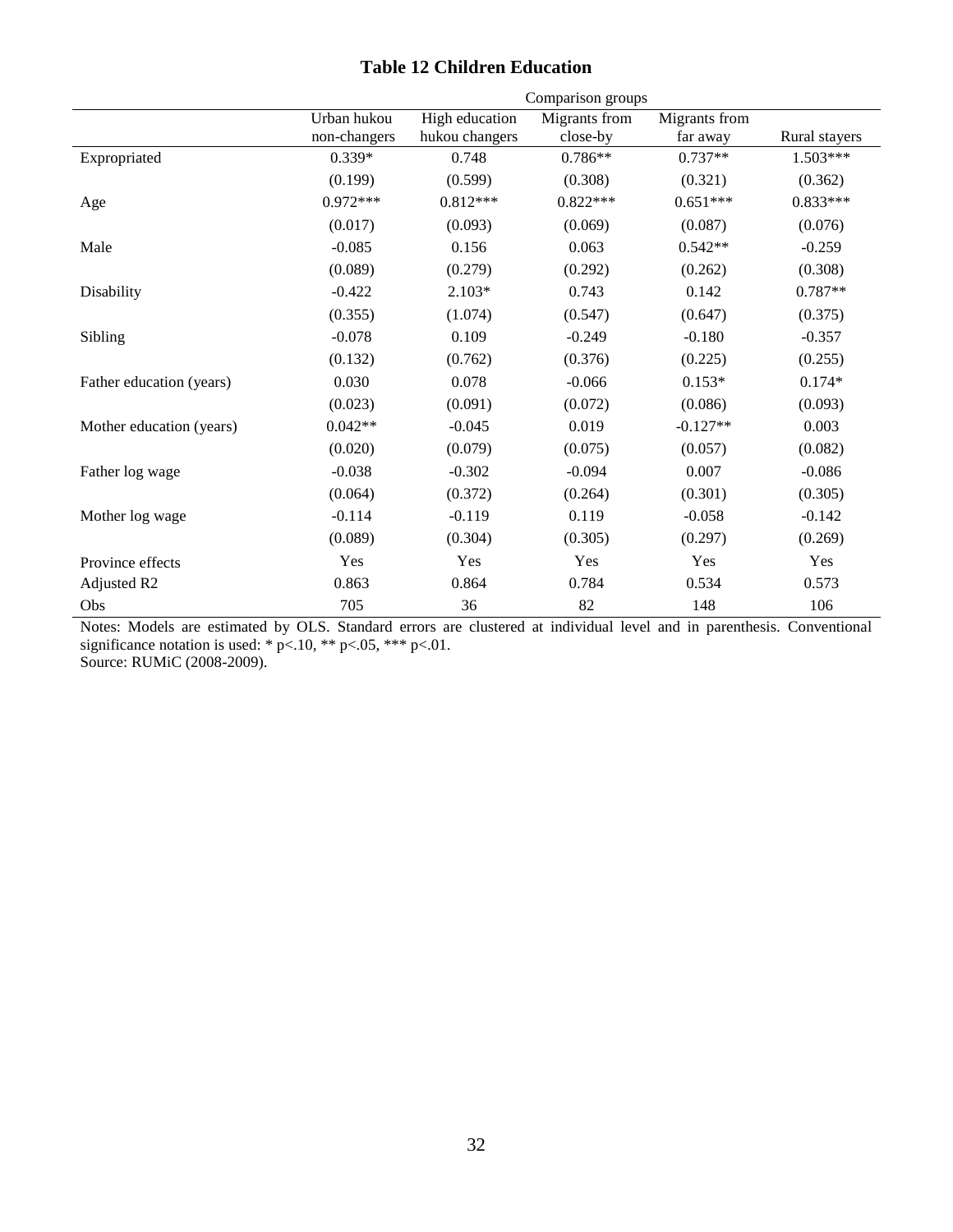### Table 12 Children Education

| | Comparison groups | | | | |
|---|---|---|---|---|---|
| | Urban hukou non-changers | High education hukou changers | Migrants from close-by | Migrants from far away | Rural stayers |
| Expropriated | 0.339* | 0.748 | 0.786** | 0.737** | 1.503*** |
| | (0.199) | (0.599) | (0.308) | (0.321) | (0.362) |
| Age | 0.972*** | 0.812*** | 0.822*** | 0.651*** | 0.833*** |
| | (0.017) | (0.093) | (0.069) | (0.087) | (0.076) |
| Male | -0.085 | 0.156 | 0.063 | 0.542** | -0.259 |
| | (0.089) | (0.279) | (0.292) | (0.262) | (0.308) |
| Disability | -0.422 | 2.103* | 0.743 | 0.142 | 0.787** |
| | (0.355) | (1.074) | (0.547) | (0.647) | (0.375) |
| Sibling | -0.078 | 0.109 | -0.249 | -0.180 | -0.357 |
| | (0.132) | (0.762) | (0.376) | (0.225) | (0.255) |
| Father education (years) | 0.030 | 0.078 | -0.066 | 0.153* | 0.174* |
| | (0.023) | (0.091) | (0.072) | (0.086) | (0.093) |
| Mother education (years) | 0.042** | -0.045 | 0.019 | -0.127** | 0.003 |
| | (0.020) | (0.079) | (0.075) | (0.057) | (0.082) |
| Father log wage | -0.038 | -0.302 | -0.094 | 0.007 | -0.086 |
| | (0.064) | (0.372) | (0.264) | (0.301) | (0.305) |
| Mother log wage | -0.114 | -0.119 | 0.119 | -0.058 | -0.142 |
| | (0.089) | (0.304) | (0.305) | (0.297) | (0.269) |
| Province effects | Yes | Yes | Yes | Yes | Yes |
| Adjusted R2 | 0.863 | 0.864 | 0.784 | 0.534 | 0.573 |
| Obs | 705 | 36 | 82 | 148 | 106 |

Notes: Models are estimated by OLS. Standard errors are clustered at individual level and in parenthesis. Conventional significance notation is used: * p<.10, ** p<.05, *** p<.01.
Source: RUMiC (2008-2009).